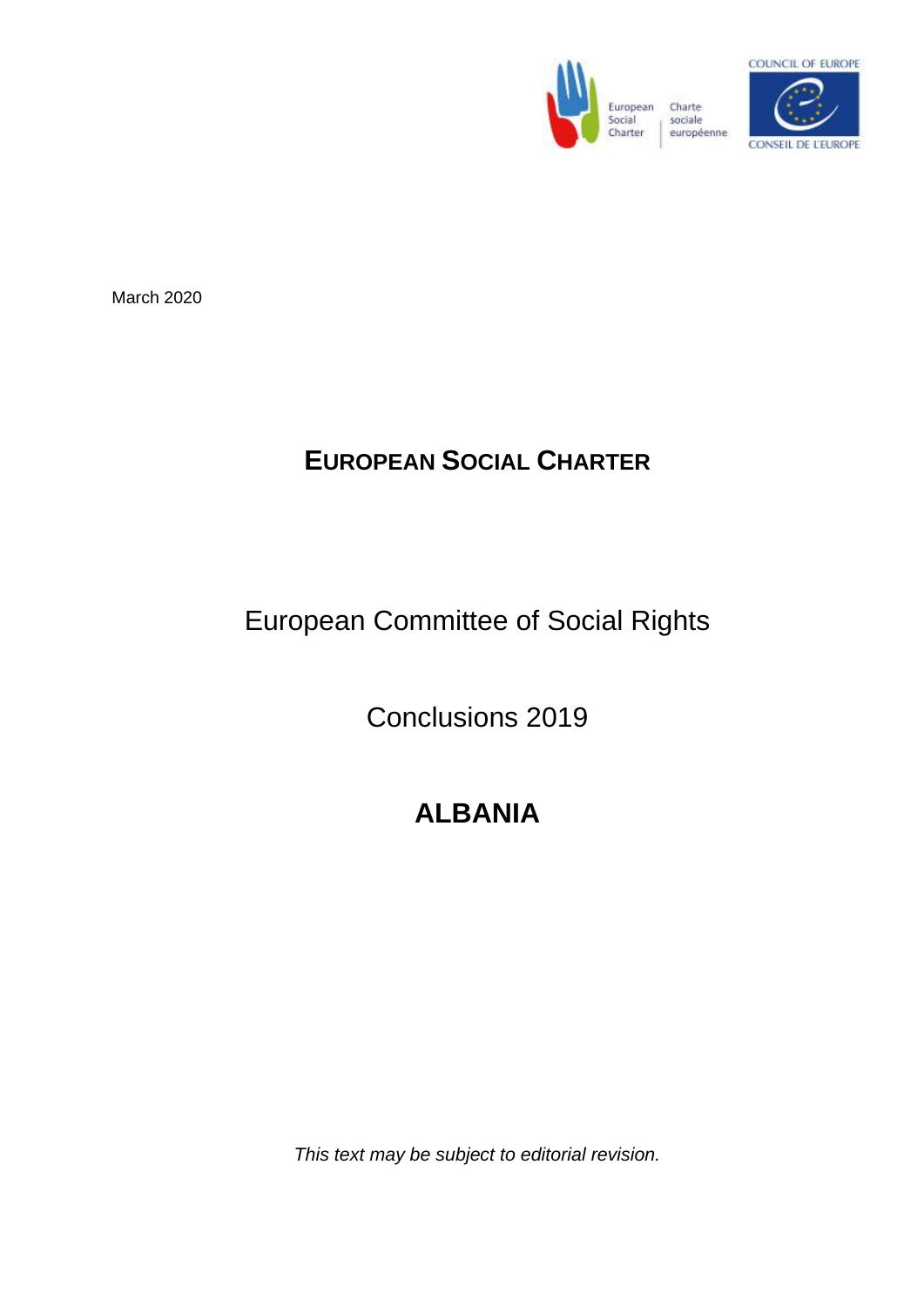March 2020

# EUROPEAN SOCIAL CHARTER

European Committee of Social Rights

Conclusions 2019

# ALBANIA

*This text may be subject to editorial revision.*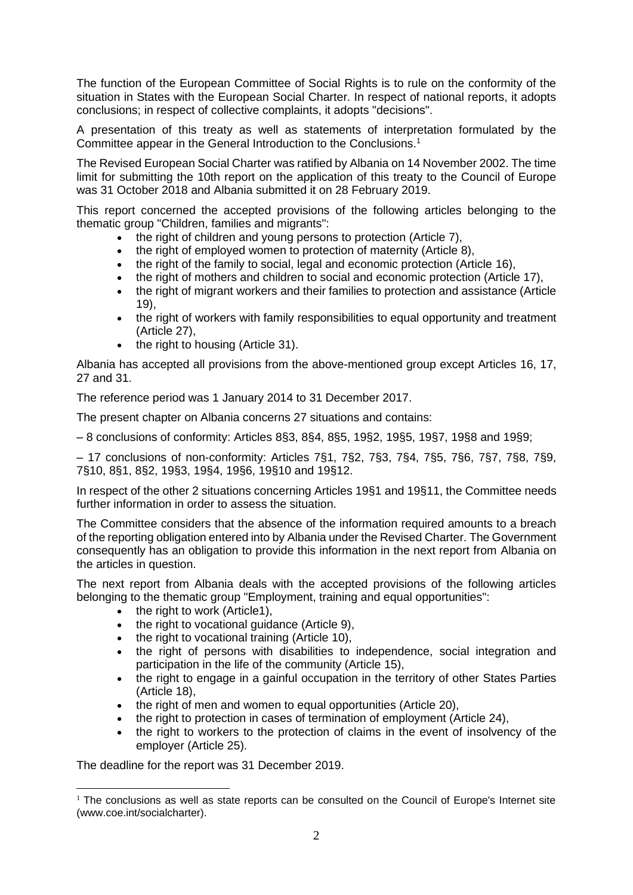The function of the European Committee of Social Rights is to rule on the conformity of the situation in States with the European Social Charter. In respect of national reports, it adopts conclusions; in respect of collective complaints, it adopts "decisions".

A presentation of this treaty as well as statements of interpretation formulated by the Committee appear in the General Introduction to the Conclusions.[1]

The Revised European Social Charter was ratified by Albania on 14 November 2002. The time limit for submitting the 10th report on the application of this treaty to the Council of Europe was 31 October 2018 and Albania submitted it on 28 February 2019.

This report concerned the accepted provisions of the following articles belonging to the thematic group "Children, families and migrants":

- the right of children and young persons to protection (Article 7),
- the right of employed women to protection of maternity (Article 8),
- the right of the family to social, legal and economic protection (Article 16),
- the right of mothers and children to social and economic protection (Article 17),
- the right of migrant workers and their families to protection and assistance (Article 19),
- the right of workers with family responsibilities to equal opportunity and treatment (Article 27),
- the right to housing (Article 31).

Albania has accepted all provisions from the above-mentioned group except Articles 16, 17, 27 and 31.

The reference period was 1 January 2014 to 31 December 2017.

The present chapter on Albania concerns 27 situations and contains:

– 8 conclusions of conformity: Articles 8§3, 8§4, 8§5, 19§2, 19§5, 19§7, 19§8 and 19§9;

– 17 conclusions of non-conformity: Articles 7§1, 7§2, 7§3, 7§4, 7§5, 7§6, 7§7, 7§8, 7§9, 7§10, 8§1, 8§2, 19§3, 19§4, 19§6, 19§10 and 19§12.

In respect of the other 2 situations concerning Articles 19§1 and 19§11, the Committee needs further information in order to assess the situation.

The Committee considers that the absence of the information required amounts to a breach of the reporting obligation entered into by Albania under the Revised Charter. The Government consequently has an obligation to provide this information in the next report from Albania on the articles in question.

The next report from Albania deals with the accepted provisions of the following articles belonging to the thematic group "Employment, training and equal opportunities":

- the right to work (Article1),
- the right to vocational guidance (Article 9),
- the right to vocational training (Article 10),
- the right of persons with disabilities to independence, social integration and participation in the life of the community (Article 15),
- the right to engage in a gainful occupation in the territory of other States Parties (Article 18),
- the right of men and women to equal opportunities (Article 20),
- the right to protection in cases of termination of employment (Article 24),
- the right to workers to the protection of claims in the event of insolvency of the employer (Article 25).

The deadline for the report was 31 December 2019.

[1] The conclusions as well as state reports can be consulted on the Council of Europe's Internet site (www.coe.int/socialcharter).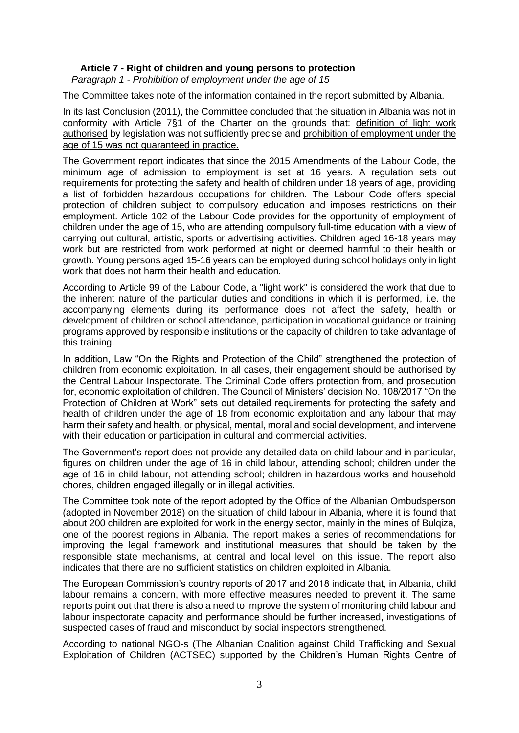## Article 7 - Right of children and young persons to protection

*Paragraph 1 - Prohibition of employment under the age of 15*

The Committee takes note of the information contained in the report submitted by Albania.

In its last Conclusion (2011), the Committee concluded that the situation in Albania was not in conformity with Article 7§1 of the Charter on the grounds that: definition of light work authorised by legislation was not sufficiently precise and prohibition of employment under the age of 15 was not guaranteed in practice.

The Government report indicates that since the 2015 Amendments of the Labour Code, the minimum age of admission to employment is set at 16 years. A regulation sets out requirements for protecting the safety and health of children under 18 years of age, providing a list of forbidden hazardous occupations for children. The Labour Code offers special protection of children subject to compulsory education and imposes restrictions on their employment. Article 102 of the Labour Code provides for the opportunity of employment of children under the age of 15, who are attending compulsory full-time education with a view of carrying out cultural, artistic, sports or advertising activities. Children aged 16-18 years may work but are restricted from work performed at night or deemed harmful to their health or growth. Young persons aged 15-16 years can be employed during school holidays only in light work that does not harm their health and education.

According to Article 99 of the Labour Code, a "light work" is considered the work that due to the inherent nature of the particular duties and conditions in which it is performed, i.e. the accompanying elements during its performance does not affect the safety, health or development of children or school attendance, participation in vocational guidance or training programs approved by responsible institutions or the capacity of children to take advantage of this training.

In addition, Law "On the Rights and Protection of the Child" strengthened the protection of children from economic exploitation. In all cases, their engagement should be authorised by the Central Labour Inspectorate. The Criminal Code offers protection from, and prosecution for, economic exploitation of children. The Council of Ministers' decision No. 108/2017 "On the Protection of Children at Work" sets out detailed requirements for protecting the safety and health of children under the age of 18 from economic exploitation and any labour that may harm their safety and health, or physical, mental, moral and social development, and intervene with their education or participation in cultural and commercial activities.

The Government's report does not provide any detailed data on child labour and in particular, figures on children under the age of 16 in child labour, attending school; children under the age of 16 in child labour, not attending school; children in hazardous works and household chores, children engaged illegally or in illegal activities.

The Committee took note of the report adopted by the Office of the Albanian Ombudsperson (adopted in November 2018) on the situation of child labour in Albania, where it is found that about 200 children are exploited for work in the energy sector, mainly in the mines of Bulqiza, one of the poorest regions in Albania. The report makes a series of recommendations for improving the legal framework and institutional measures that should be taken by the responsible state mechanisms, at central and local level, on this issue. The report also indicates that there are no sufficient statistics on children exploited in Albania.

The European Commission's country reports of 2017 and 2018 indicate that, in Albania, child labour remains a concern, with more effective measures needed to prevent it. The same reports point out that there is also a need to improve the system of monitoring child labour and labour inspectorate capacity and performance should be further increased, investigations of suspected cases of fraud and misconduct by social inspectors strengthened.

According to national NGO-s (The Albanian Coalition against Child Trafficking and Sexual Exploitation of Children (ACTSEC) supported by the Children's Human Rights Centre of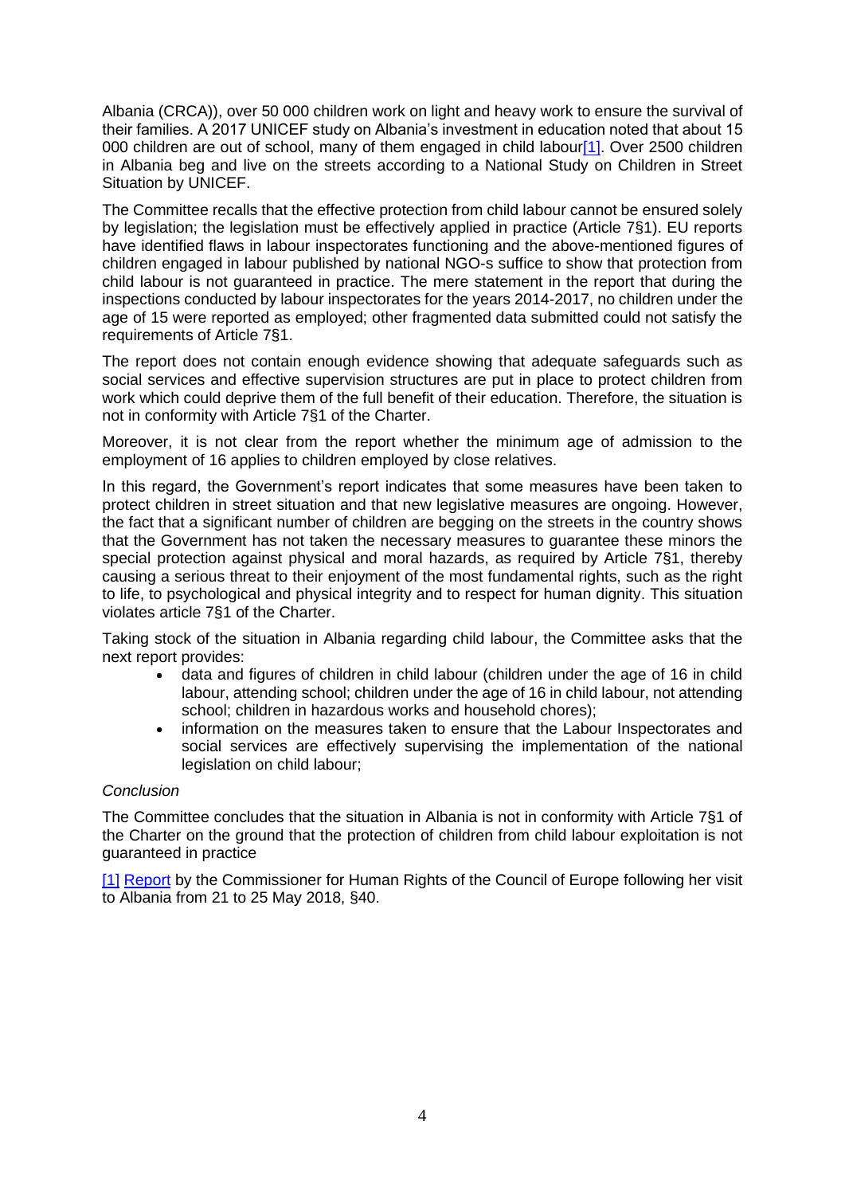Albania (CRCA)), over 50 000 children work on light and heavy work to ensure the survival of their families. A 2017 UNICEF study on Albania's investment in education noted that about 15 000 children are out of school, many of them engaged in child labour[1]. Over 2500 children in Albania beg and live on the streets according to a National Study on Children in Street Situation by UNICEF.

The Committee recalls that the effective protection from child labour cannot be ensured solely by legislation; the legislation must be effectively applied in practice (Article 7§1). EU reports have identified flaws in labour inspectorates functioning and the above-mentioned figures of children engaged in labour published by national NGO-s suffice to show that protection from child labour is not guaranteed in practice. The mere statement in the report that during the inspections conducted by labour inspectorates for the years 2014-2017, no children under the age of 15 were reported as employed; other fragmented data submitted could not satisfy the requirements of Article 7§1.

The report does not contain enough evidence showing that adequate safeguards such as social services and effective supervision structures are put in place to protect children from work which could deprive them of the full benefit of their education. Therefore, the situation is not in conformity with Article 7§1 of the Charter.

Moreover, it is not clear from the report whether the minimum age of admission to the employment of 16 applies to children employed by close relatives.

In this regard, the Government's report indicates that some measures have been taken to protect children in street situation and that new legislative measures are ongoing. However, the fact that a significant number of children are begging on the streets in the country shows that the Government has not taken the necessary measures to guarantee these minors the special protection against physical and moral hazards, as required by Article 7§1, thereby causing a serious threat to their enjoyment of the most fundamental rights, such as the right to life, to psychological and physical integrity and to respect for human dignity. This situation violates article 7§1 of the Charter.

Taking stock of the situation in Albania regarding child labour, the Committee asks that the next report provides:

- data and figures of children in child labour (children under the age of 16 in child labour, attending school; children under the age of 16 in child labour, not attending school; children in hazardous works and household chores);
- information on the measures taken to ensure that the Labour Inspectorates and social services are effectively supervising the implementation of the national legislation on child labour;

*Conclusion*

The Committee concludes that the situation in Albania is not in conformity with Article 7§1 of the Charter on the ground that the protection of children from child labour exploitation is not guaranteed in practice

[1] Report by the Commissioner for Human Rights of the Council of Europe following her visit to Albania from 21 to 25 May 2018, §40.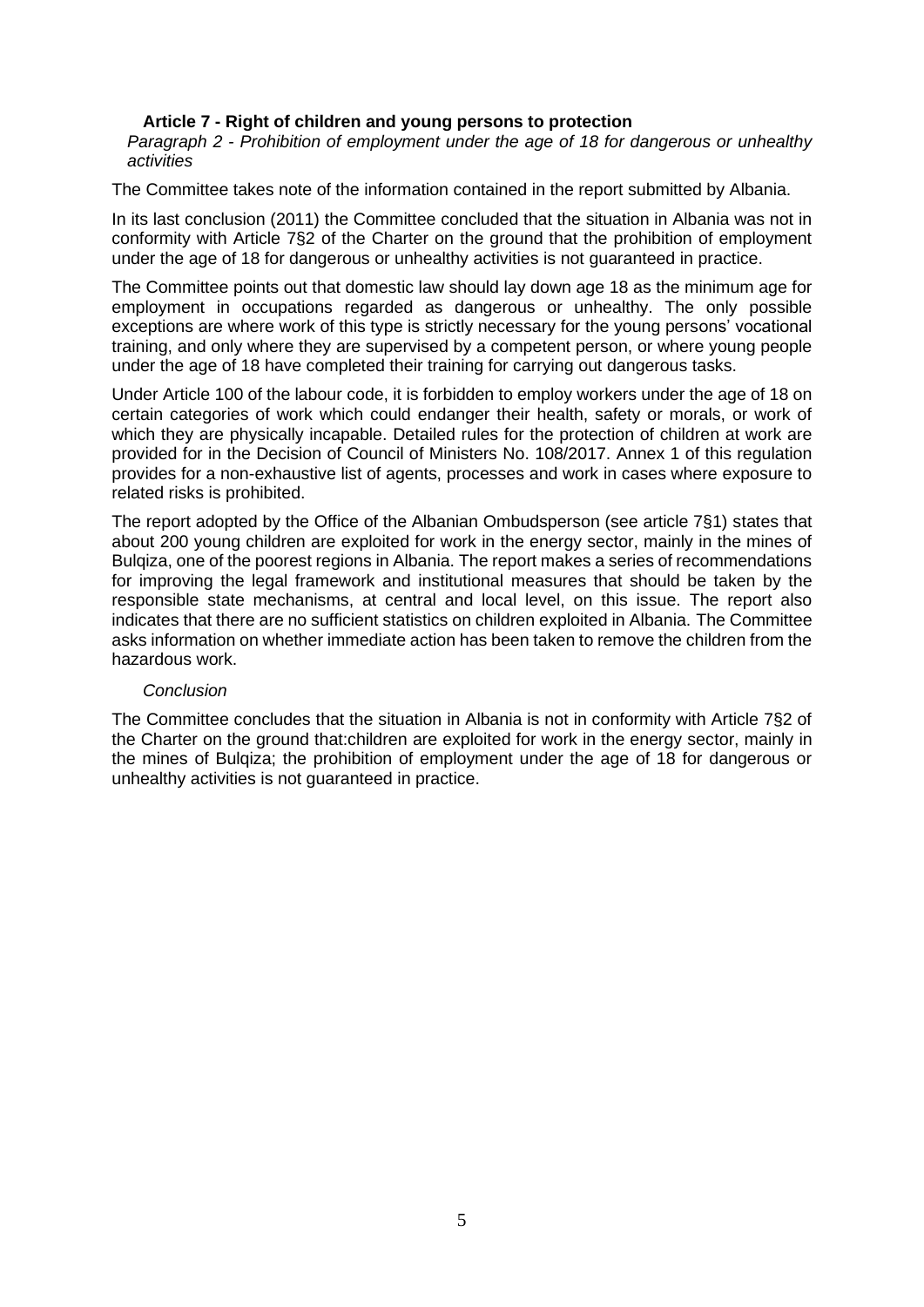### Article 7 - Right of children and young persons to protection

*Paragraph 2 - Prohibition of employment under the age of 18 for dangerous or unhealthy activities*

The Committee takes note of the information contained in the report submitted by Albania.

In its last conclusion (2011) the Committee concluded that the situation in Albania was not in conformity with Article 7§2 of the Charter on the ground that the prohibition of employment under the age of 18 for dangerous or unhealthy activities is not guaranteed in practice.

The Committee points out that domestic law should lay down age 18 as the minimum age for employment in occupations regarded as dangerous or unhealthy. The only possible exceptions are where work of this type is strictly necessary for the young persons' vocational training, and only where they are supervised by a competent person, or where young people under the age of 18 have completed their training for carrying out dangerous tasks.

Under Article 100 of the labour code, it is forbidden to employ workers under the age of 18 on certain categories of work which could endanger their health, safety or morals, or work of which they are physically incapable. Detailed rules for the protection of children at work are provided for in the Decision of Council of Ministers No. 108/2017. Annex 1 of this regulation provides for a non-exhaustive list of agents, processes and work in cases where exposure to related risks is prohibited.

The report adopted by the Office of the Albanian Ombudsperson (see article 7§1) states that about 200 young children are exploited for work in the energy sector, mainly in the mines of Bulqiza, one of the poorest regions in Albania. The report makes a series of recommendations for improving the legal framework and institutional measures that should be taken by the responsible state mechanisms, at central and local level, on this issue. The report also indicates that there are no sufficient statistics on children exploited in Albania. The Committee asks information on whether immediate action has been taken to remove the children from the hazardous work.

*Conclusion*

The Committee concludes that the situation in Albania is not in conformity with Article 7§2 of the Charter on the ground that:children are exploited for work in the energy sector, mainly in the mines of Bulqiza; the prohibition of employment under the age of 18 for dangerous or unhealthy activities is not guaranteed in practice.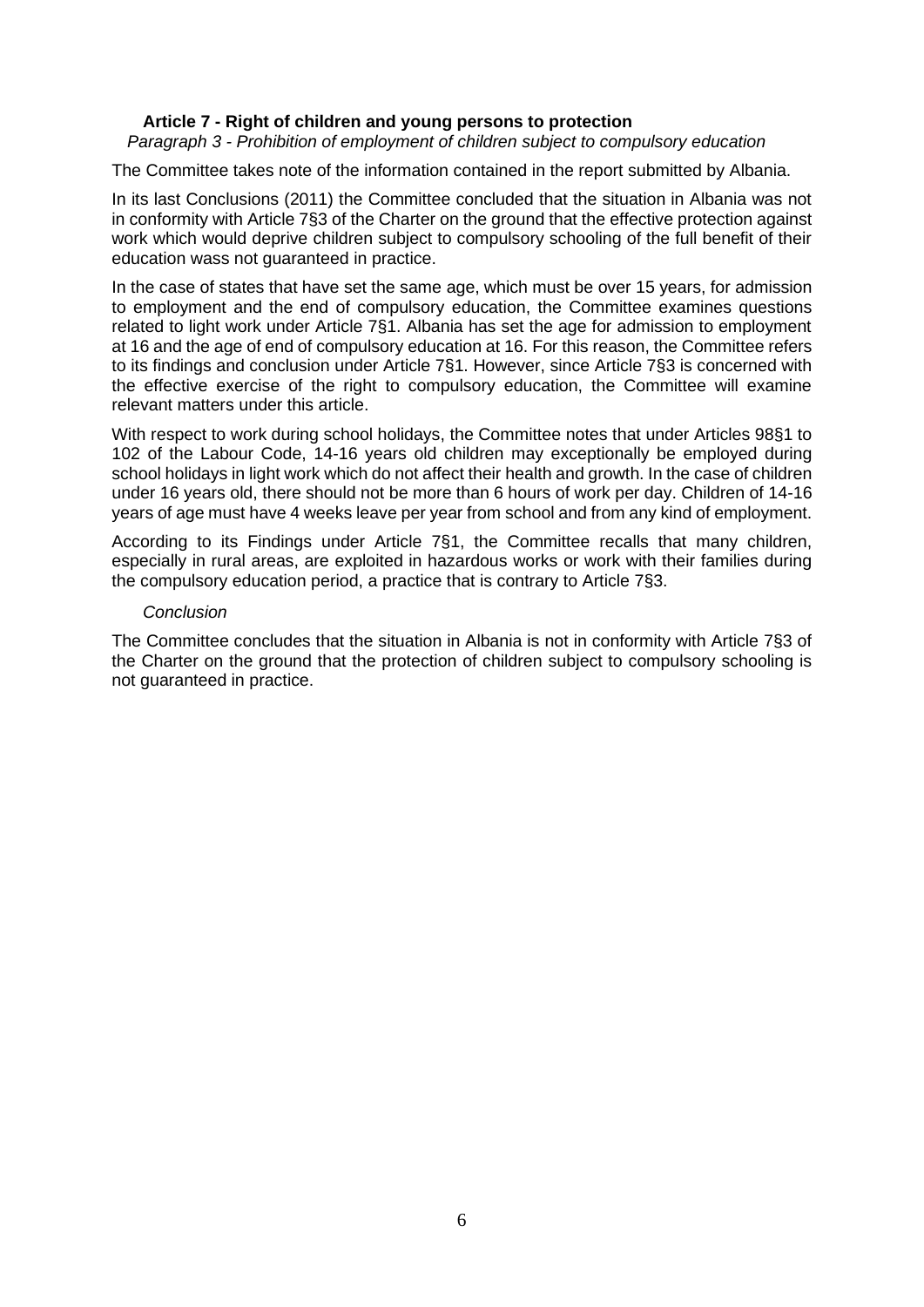### Article 7 - Right of children and young persons to protection

*Paragraph 3 - Prohibition of employment of children subject to compulsory education*

The Committee takes note of the information contained in the report submitted by Albania.

In its last Conclusions (2011) the Committee concluded that the situation in Albania was not in conformity with Article 7§3 of the Charter on the ground that the effective protection against work which would deprive children subject to compulsory schooling of the full benefit of their education wass not guaranteed in practice.

In the case of states that have set the same age, which must be over 15 years, for admission to employment and the end of compulsory education, the Committee examines questions related to light work under Article 7§1. Albania has set the age for admission to employment at 16 and the age of end of compulsory education at 16. For this reason, the Committee refers to its findings and conclusion under Article 7§1. However, since Article 7§3 is concerned with the effective exercise of the right to compulsory education, the Committee will examine relevant matters under this article.

With respect to work during school holidays, the Committee notes that under Articles 98§1 to 102 of the Labour Code, 14-16 years old children may exceptionally be employed during school holidays in light work which do not affect their health and growth. In the case of children under 16 years old, there should not be more than 6 hours of work per day. Children of 14-16 years of age must have 4 weeks leave per year from school and from any kind of employment.

According to its Findings under Article 7§1, the Committee recalls that many children, especially in rural areas, are exploited in hazardous works or work with their families during the compulsory education period, a practice that is contrary to Article 7§3.

*Conclusion*

The Committee concludes that the situation in Albania is not in conformity with Article 7§3 of the Charter on the ground that the protection of children subject to compulsory schooling is not guaranteed in practice.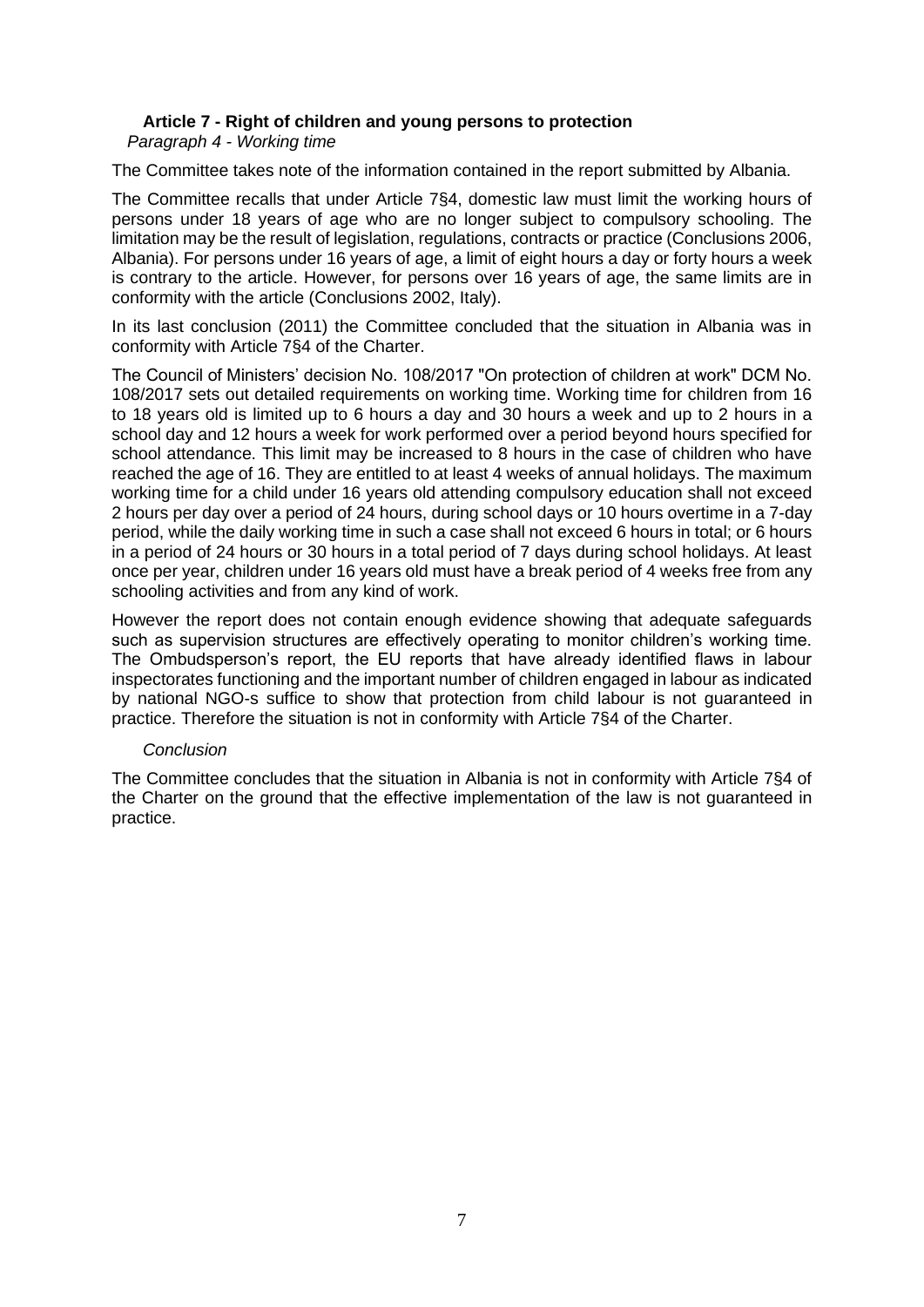### Article 7 - Right of children and young persons to protection

*Paragraph 4 - Working time*

The Committee takes note of the information contained in the report submitted by Albania.

The Committee recalls that under Article 7§4, domestic law must limit the working hours of persons under 18 years of age who are no longer subject to compulsory schooling. The limitation may be the result of legislation, regulations, contracts or practice (Conclusions 2006, Albania). For persons under 16 years of age, a limit of eight hours a day or forty hours a week is contrary to the article. However, for persons over 16 years of age, the same limits are in conformity with the article (Conclusions 2002, Italy).

In its last conclusion (2011) the Committee concluded that the situation in Albania was in conformity with Article 7§4 of the Charter.

The Council of Ministers' decision No. 108/2017 "On protection of children at work" DCM No. 108/2017 sets out detailed requirements on working time. Working time for children from 16 to 18 years old is limited up to 6 hours a day and 30 hours a week and up to 2 hours in a school day and 12 hours a week for work performed over a period beyond hours specified for school attendance. This limit may be increased to 8 hours in the case of children who have reached the age of 16. They are entitled to at least 4 weeks of annual holidays. The maximum working time for a child under 16 years old attending compulsory education shall not exceed 2 hours per day over a period of 24 hours, during school days or 10 hours overtime in a 7-day period, while the daily working time in such a case shall not exceed 6 hours in total; or 6 hours in a period of 24 hours or 30 hours in a total period of 7 days during school holidays. At least once per year, children under 16 years old must have a break period of 4 weeks free from any schooling activities and from any kind of work.

However the report does not contain enough evidence showing that adequate safeguards such as supervision structures are effectively operating to monitor children's working time. The Ombudsperson's report, the EU reports that have already identified flaws in labour inspectorates functioning and the important number of children engaged in labour as indicated by national NGO-s suffice to show that protection from child labour is not guaranteed in practice. Therefore the situation is not in conformity with Article 7§4 of the Charter.

*Conclusion*

The Committee concludes that the situation in Albania is not in conformity with Article 7§4 of the Charter on the ground that the effective implementation of the law is not guaranteed in practice.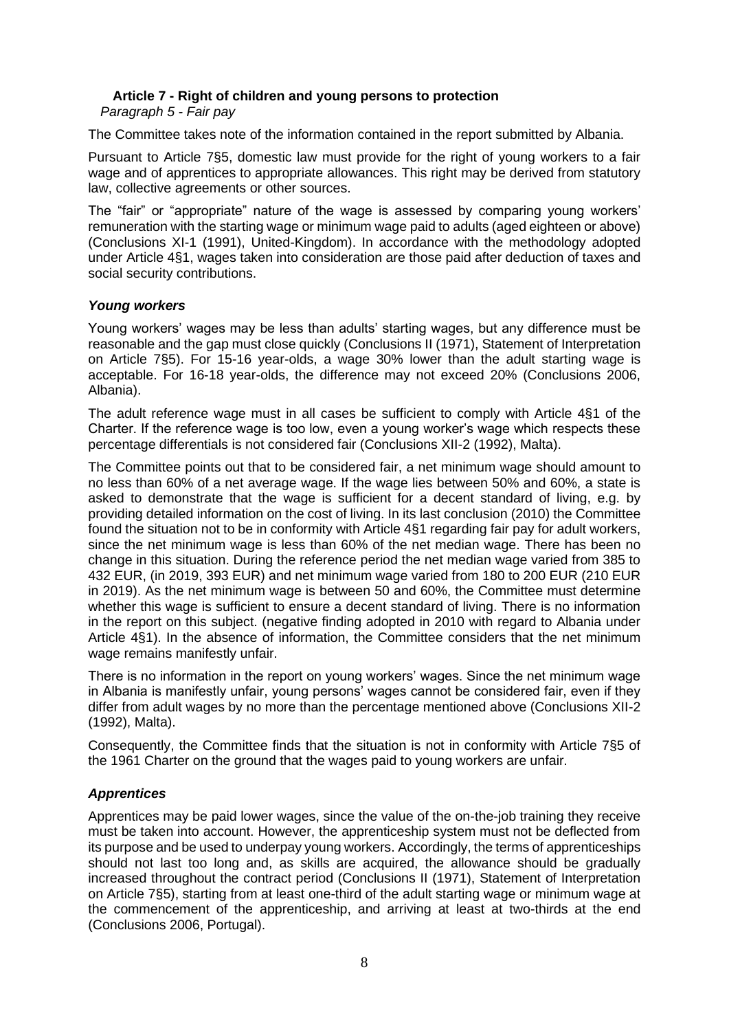### Article 7 - Right of children and young persons to protection

*Paragraph 5 - Fair pay*

The Committee takes note of the information contained in the report submitted by Albania.

Pursuant to Article 7§5, domestic law must provide for the right of young workers to a fair wage and of apprentices to appropriate allowances. This right may be derived from statutory law, collective agreements or other sources.

The "fair" or "appropriate" nature of the wage is assessed by comparing young workers' remuneration with the starting wage or minimum wage paid to adults (aged eighteen or above) (Conclusions XI-1 (1991), United-Kingdom). In accordance with the methodology adopted under Article 4§1, wages taken into consideration are those paid after deduction of taxes and social security contributions.

#### *Young workers*

Young workers' wages may be less than adults' starting wages, but any difference must be reasonable and the gap must close quickly (Conclusions II (1971), Statement of Interpretation on Article 7§5). For 15-16 year-olds, a wage 30% lower than the adult starting wage is acceptable. For 16-18 year-olds, the difference may not exceed 20% (Conclusions 2006, Albania).

The adult reference wage must in all cases be sufficient to comply with Article 4§1 of the Charter. If the reference wage is too low, even a young worker's wage which respects these percentage differentials is not considered fair (Conclusions XII-2 (1992), Malta).

The Committee points out that to be considered fair, a net minimum wage should amount to no less than 60% of a net average wage. If the wage lies between 50% and 60%, a state is asked to demonstrate that the wage is sufficient for a decent standard of living, e.g. by providing detailed information on the cost of living. In its last conclusion (2010) the Committee found the situation not to be in conformity with Article 4§1 regarding fair pay for adult workers, since the net minimum wage is less than 60% of the net median wage. There has been no change in this situation. During the reference period the net median wage varied from 385 to 432 EUR, (in 2019, 393 EUR) and net minimum wage varied from 180 to 200 EUR (210 EUR in 2019). As the net minimum wage is between 50 and 60%, the Committee must determine whether this wage is sufficient to ensure a decent standard of living. There is no information in the report on this subject. (negative finding adopted in 2010 with regard to Albania under Article 4§1). In the absence of information, the Committee considers that the net minimum wage remains manifestly unfair.

There is no information in the report on young workers' wages. Since the net minimum wage in Albania is manifestly unfair, young persons' wages cannot be considered fair, even if they differ from adult wages by no more than the percentage mentioned above (Conclusions XII-2 (1992), Malta).

Consequently, the Committee finds that the situation is not in conformity with Article 7§5 of the 1961 Charter on the ground that the wages paid to young workers are unfair.

#### *Apprentices*

Apprentices may be paid lower wages, since the value of the on-the-job training they receive must be taken into account. However, the apprenticeship system must not be deflected from its purpose and be used to underpay young workers. Accordingly, the terms of apprenticeships should not last too long and, as skills are acquired, the allowance should be gradually increased throughout the contract period (Conclusions II (1971), Statement of Interpretation on Article 7§5), starting from at least one-third of the adult starting wage or minimum wage at the commencement of the apprenticeship, and arriving at least at two-thirds at the end (Conclusions 2006, Portugal).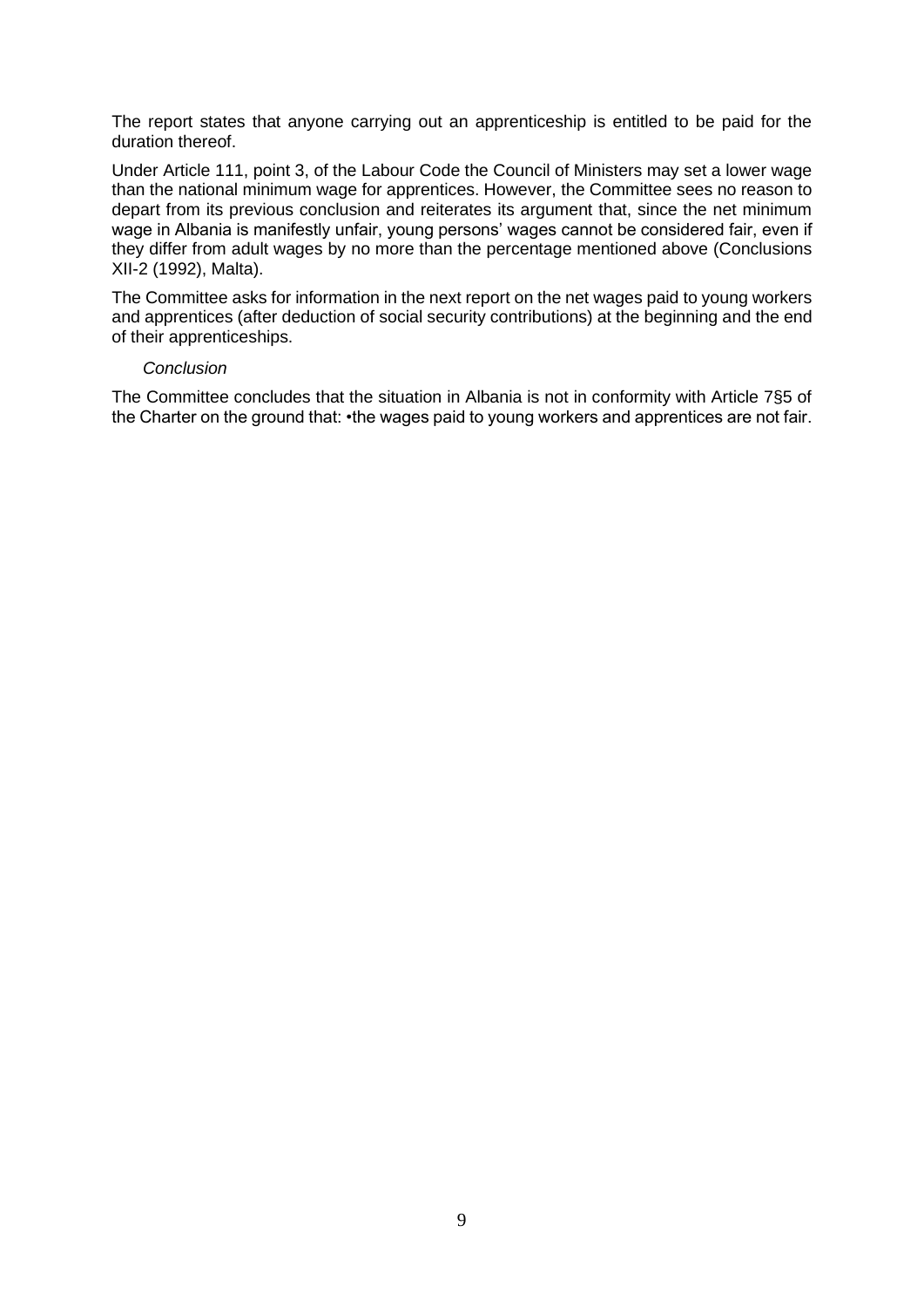The report states that anyone carrying out an apprenticeship is entitled to be paid for the duration thereof.

Under Article 111, point 3, of the Labour Code the Council of Ministers may set a lower wage than the national minimum wage for apprentices. However, the Committee sees no reason to depart from its previous conclusion and reiterates its argument that, since the net minimum wage in Albania is manifestly unfair, young persons' wages cannot be considered fair, even if they differ from adult wages by no more than the percentage mentioned above (Conclusions XII-2 (1992), Malta).

The Committee asks for information in the next report on the net wages paid to young workers and apprentices (after deduction of social security contributions) at the beginning and the end of their apprenticeships.

*Conclusion*

The Committee concludes that the situation in Albania is not in conformity with Article 7§5 of the Charter on the ground that: •the wages paid to young workers and apprentices are not fair.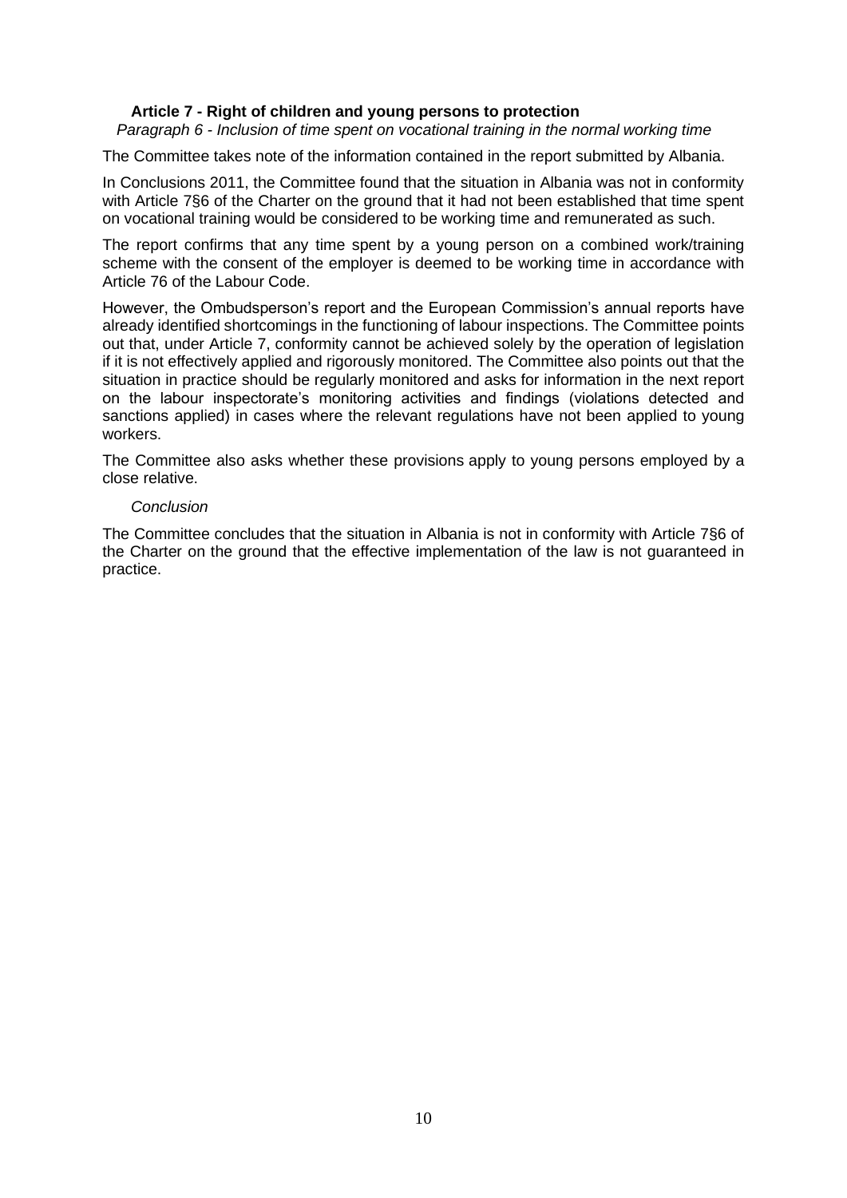### Article 7 - Right of children and young persons to protection

*Paragraph 6 - Inclusion of time spent on vocational training in the normal working time*

The Committee takes note of the information contained in the report submitted by Albania.

In Conclusions 2011, the Committee found that the situation in Albania was not in conformity with Article 7§6 of the Charter on the ground that it had not been established that time spent on vocational training would be considered to be working time and remunerated as such.

The report confirms that any time spent by a young person on a combined work/training scheme with the consent of the employer is deemed to be working time in accordance with Article 76 of the Labour Code.

However, the Ombudsperson's report and the European Commission's annual reports have already identified shortcomings in the functioning of labour inspections. The Committee points out that, under Article 7, conformity cannot be achieved solely by the operation of legislation if it is not effectively applied and rigorously monitored. The Committee also points out that the situation in practice should be regularly monitored and asks for information in the next report on the labour inspectorate's monitoring activities and findings (violations detected and sanctions applied) in cases where the relevant regulations have not been applied to young workers.

The Committee also asks whether these provisions apply to young persons employed by a close relative.

*Conclusion*

The Committee concludes that the situation in Albania is not in conformity with Article 7§6 of the Charter on the ground that the effective implementation of the law is not guaranteed in practice.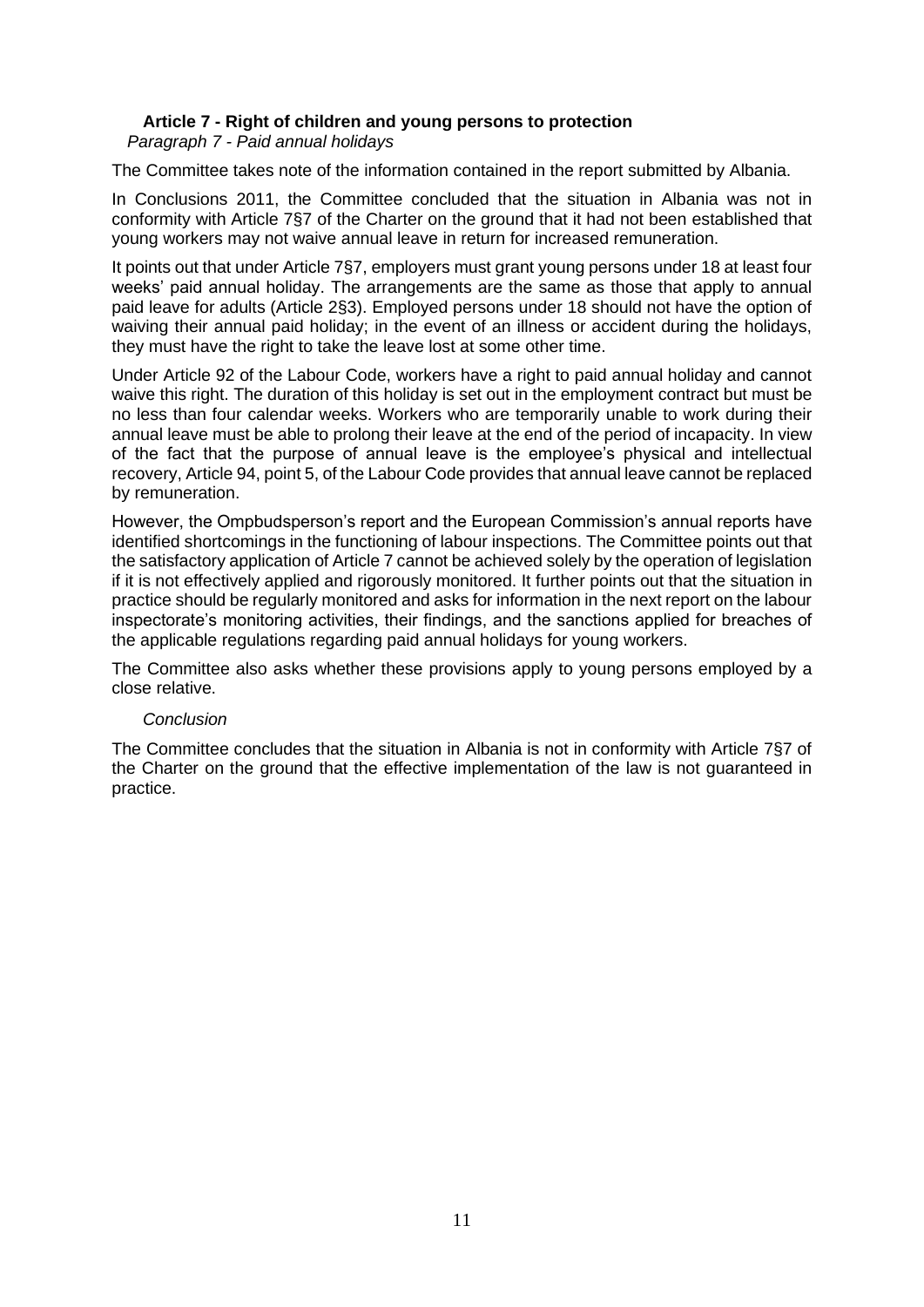### Article 7 - Right of children and young persons to protection

*Paragraph 7 - Paid annual holidays*

The Committee takes note of the information contained in the report submitted by Albania.

In Conclusions 2011, the Committee concluded that the situation in Albania was not in conformity with Article 7§7 of the Charter on the ground that it had not been established that young workers may not waive annual leave in return for increased remuneration.

It points out that under Article 7§7, employers must grant young persons under 18 at least four weeks' paid annual holiday. The arrangements are the same as those that apply to annual paid leave for adults (Article 2§3). Employed persons under 18 should not have the option of waiving their annual paid holiday; in the event of an illness or accident during the holidays, they must have the right to take the leave lost at some other time.

Under Article 92 of the Labour Code, workers have a right to paid annual holiday and cannot waive this right. The duration of this holiday is set out in the employment contract but must be no less than four calendar weeks. Workers who are temporarily unable to work during their annual leave must be able to prolong their leave at the end of the period of incapacity. In view of the fact that the purpose of annual leave is the employee's physical and intellectual recovery, Article 94, point 5, of the Labour Code provides that annual leave cannot be replaced by remuneration.

However, the Ompbudsperson's report and the European Commission's annual reports have identified shortcomings in the functioning of labour inspections. The Committee points out that the satisfactory application of Article 7 cannot be achieved solely by the operation of legislation if it is not effectively applied and rigorously monitored. It further points out that the situation in practice should be regularly monitored and asks for information in the next report on the labour inspectorate's monitoring activities, their findings, and the sanctions applied for breaches of the applicable regulations regarding paid annual holidays for young workers.

The Committee also asks whether these provisions apply to young persons employed by a close relative.

*Conclusion*

The Committee concludes that the situation in Albania is not in conformity with Article 7§7 of the Charter on the ground that the effective implementation of the law is not guaranteed in practice.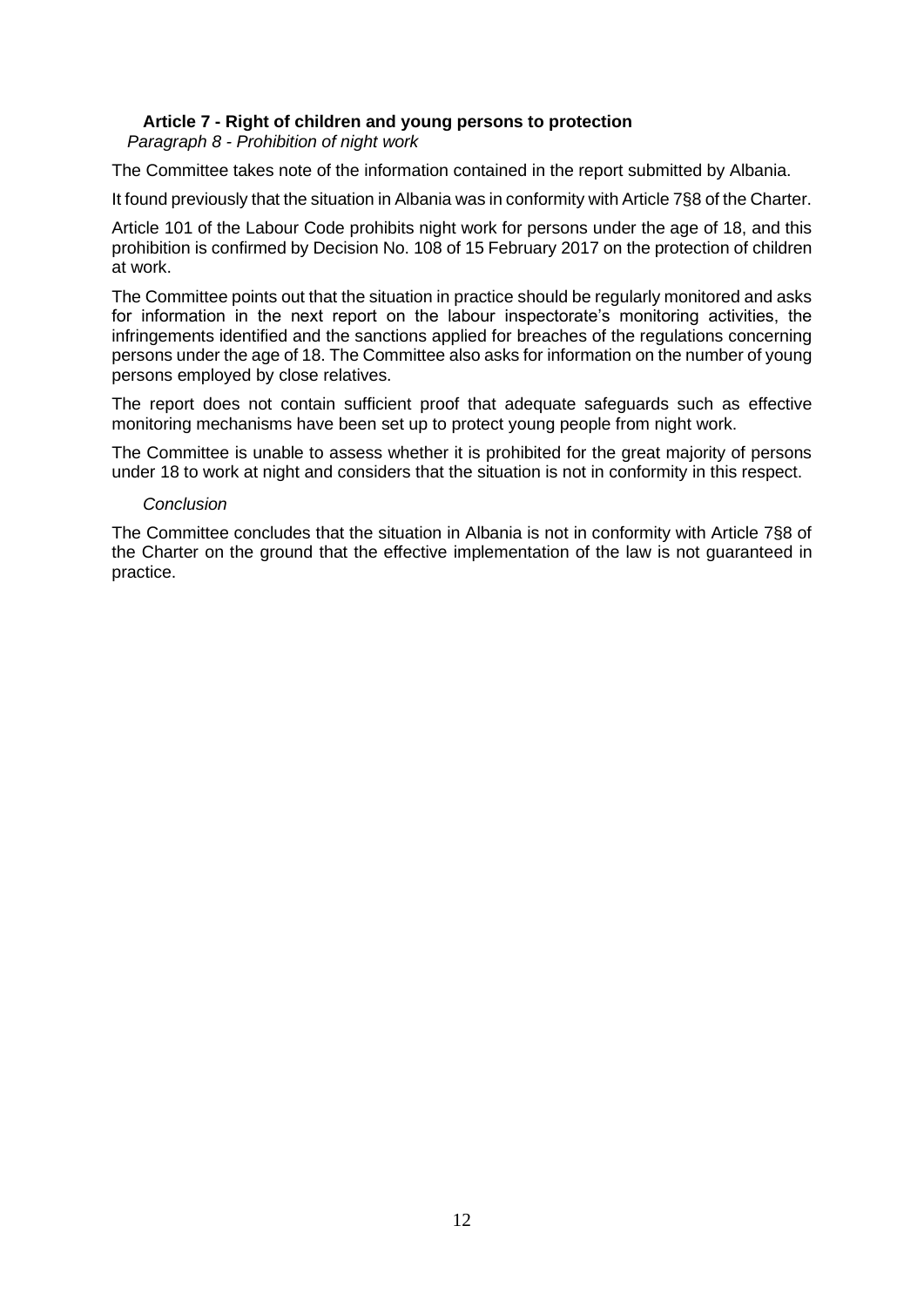### **Article 7 - Right of children and young persons to protection**

*Paragraph 8 - Prohibition of night work*

The Committee takes note of the information contained in the report submitted by Albania.

It found previously that the situation in Albania was in conformity with Article 7§8 of the Charter.

Article 101 of the Labour Code prohibits night work for persons under the age of 18, and this prohibition is confirmed by Decision No. 108 of 15 February 2017 on the protection of children at work.

The Committee points out that the situation in practice should be regularly monitored and asks for information in the next report on the labour inspectorate's monitoring activities, the infringements identified and the sanctions applied for breaches of the regulations concerning persons under the age of 18. The Committee also asks for information on the number of young persons employed by close relatives.

The report does not contain sufficient proof that adequate safeguards such as effective monitoring mechanisms have been set up to protect young people from night work.

The Committee is unable to assess whether it is prohibited for the great majority of persons under 18 to work at night and considers that the situation is not in conformity in this respect.

*Conclusion*

The Committee concludes that the situation in Albania is not in conformity with Article 7§8 of the Charter on the ground that the effective implementation of the law is not guaranteed in practice.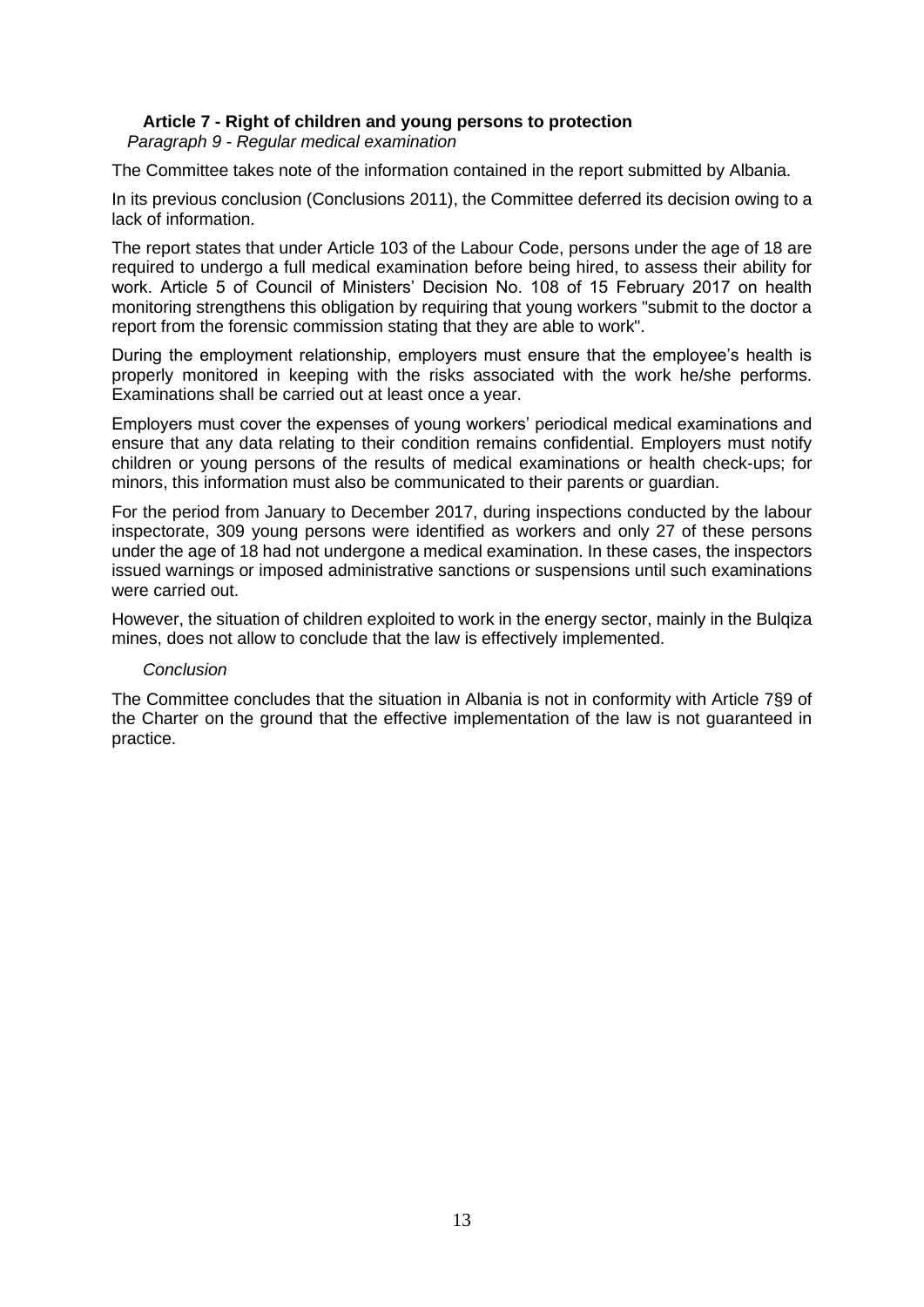### Article 7 - Right of children and young persons to protection

*Paragraph 9 - Regular medical examination*

The Committee takes note of the information contained in the report submitted by Albania.

In its previous conclusion (Conclusions 2011), the Committee deferred its decision owing to a lack of information.

The report states that under Article 103 of the Labour Code, persons under the age of 18 are required to undergo a full medical examination before being hired, to assess their ability for work. Article 5 of Council of Ministers' Decision No. 108 of 15 February 2017 on health monitoring strengthens this obligation by requiring that young workers "submit to the doctor a report from the forensic commission stating that they are able to work".

During the employment relationship, employers must ensure that the employee's health is properly monitored in keeping with the risks associated with the work he/she performs. Examinations shall be carried out at least once a year.

Employers must cover the expenses of young workers' periodical medical examinations and ensure that any data relating to their condition remains confidential. Employers must notify children or young persons of the results of medical examinations or health check-ups; for minors, this information must also be communicated to their parents or guardian.

For the period from January to December 2017, during inspections conducted by the labour inspectorate, 309 young persons were identified as workers and only 27 of these persons under the age of 18 had not undergone a medical examination. In these cases, the inspectors issued warnings or imposed administrative sanctions or suspensions until such examinations were carried out.

However, the situation of children exploited to work in the energy sector, mainly in the Bulqiza mines, does not allow to conclude that the law is effectively implemented.

*Conclusion*

The Committee concludes that the situation in Albania is not in conformity with Article 7§9 of the Charter on the ground that the effective implementation of the law is not guaranteed in practice.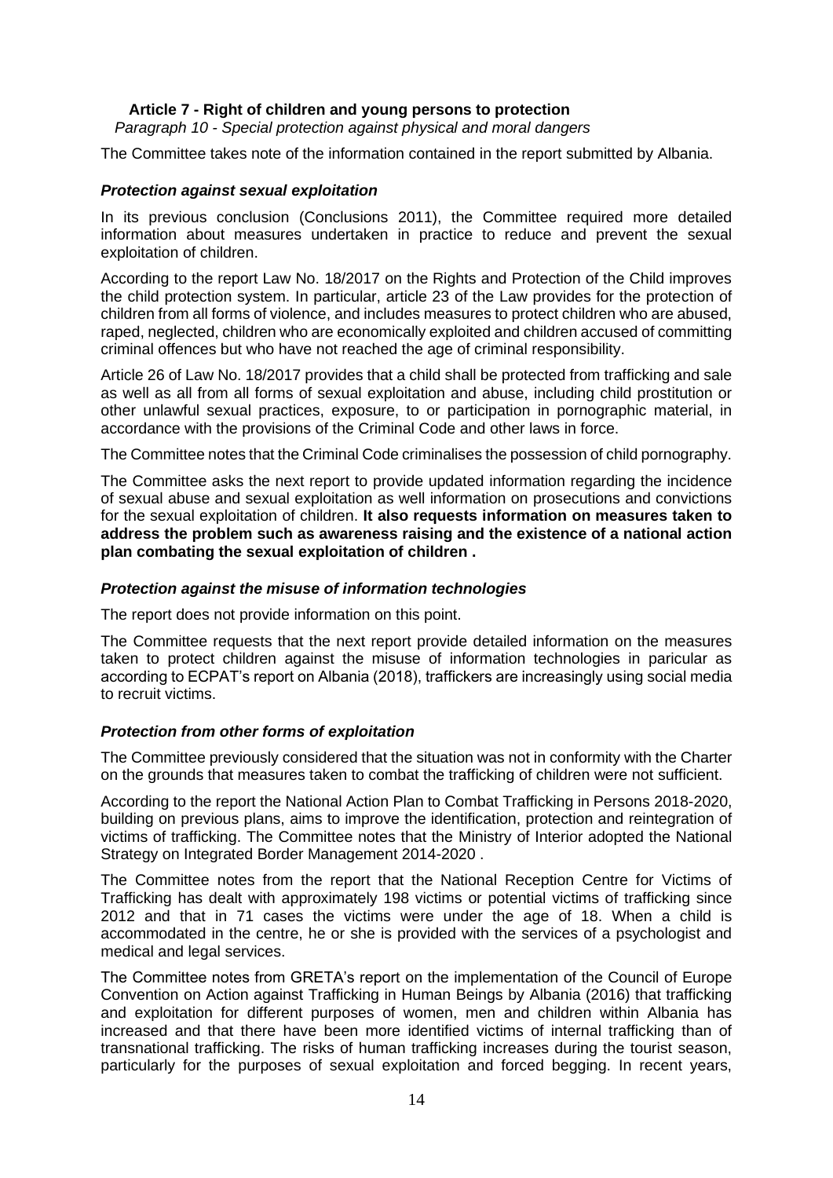### Article 7 - Right of children and young persons to protection

*Paragraph 10 - Special protection against physical and moral dangers*

The Committee takes note of the information contained in the report submitted by Albania.

#### *Protection against sexual exploitation*

In its previous conclusion (Conclusions 2011), the Committee required more detailed information about measures undertaken in practice to reduce and prevent the sexual exploitation of children.

According to the report Law No. 18/2017 on the Rights and Protection of the Child improves the child protection system. In particular, article 23 of the Law provides for the protection of children from all forms of violence, and includes measures to protect children who are abused, raped, neglected, children who are economically exploited and children accused of committing criminal offences but who have not reached the age of criminal responsibility.

Article 26 of Law No. 18/2017 provides that a child shall be protected from trafficking and sale as well as all from all forms of sexual exploitation and abuse, including child prostitution or other unlawful sexual practices, exposure, to or participation in pornographic material, in accordance with the provisions of the Criminal Code and other laws in force.

The Committee notes that the Criminal Code criminalises the possession of child pornography.

The Committee asks the next report to provide updated information regarding the incidence of sexual abuse and sexual exploitation as well information on prosecutions and convictions for the sexual exploitation of children. **It also requests information on measures taken to address the problem such as awareness raising and the existence of a national action plan combating the sexual exploitation of children .**

#### *Protection against the misuse of information technologies*

The report does not provide information on this point.

The Committee requests that the next report provide detailed information on the measures taken to protect children against the misuse of information technologies in paricular as according to ECPAT's report on Albania (2018), traffickers are increasingly using social media to recruit victims.

#### *Protection from other forms of exploitation*

The Committee previously considered that the situation was not in conformity with the Charter on the grounds that measures taken to combat the trafficking of children were not sufficient.

According to the report the National Action Plan to Combat Trafficking in Persons 2018-2020, building on previous plans, aims to improve the identification, protection and reintegration of victims of trafficking. The Committee notes that the Ministry of Interior adopted the National Strategy on Integrated Border Management 2014-2020 .

The Committee notes from the report that the National Reception Centre for Victims of Trafficking has dealt with approximately 198 victims or potential victims of trafficking since 2012 and that in 71 cases the victims were under the age of 18. When a child is accommodated in the centre, he or she is provided with the services of a psychologist and medical and legal services.

The Committee notes from GRETA's report on the implementation of the Council of Europe Convention on Action against Trafficking in Human Beings by Albania (2016) that trafficking and exploitation for different purposes of women, men and children within Albania has increased and that there have been more identified victims of internal trafficking than of transnational trafficking. The risks of human trafficking increases during the tourist season, particularly for the purposes of sexual exploitation and forced begging. In recent years,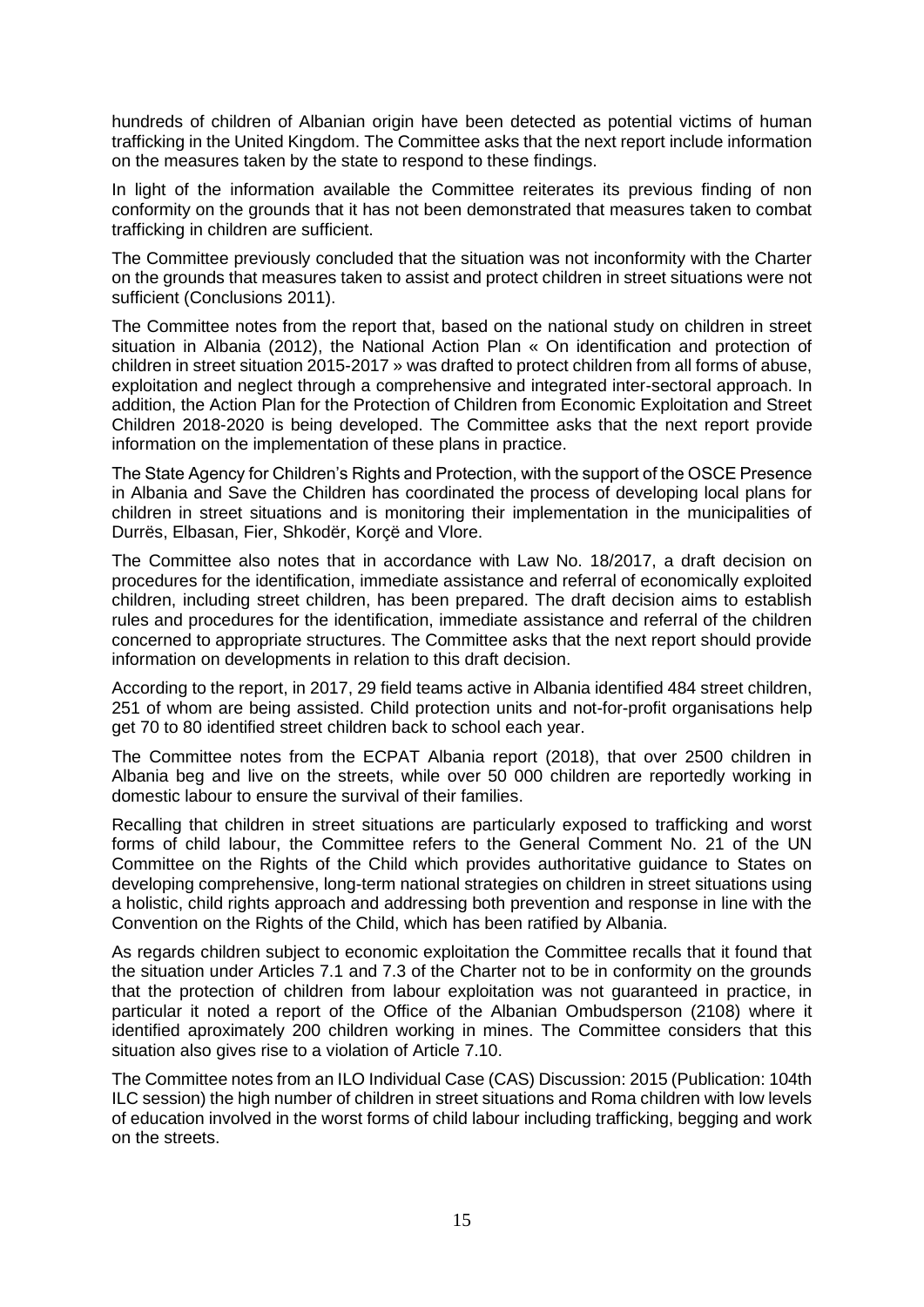hundreds of children of Albanian origin have been detected as potential victims of human trafficking in the United Kingdom. The Committee asks that the next report include information on the measures taken by the state to respond to these findings.

In light of the information available the Committee reiterates its previous finding of non conformity on the grounds that it has not been demonstrated that measures taken to combat trafficking in children are sufficient.

The Committee previously concluded that the situation was not inconformity with the Charter on the grounds that measures taken to assist and protect children in street situations were not sufficient (Conclusions 2011).

The Committee notes from the report that, based on the national study on children in street situation in Albania (2012), the National Action Plan « On identification and protection of children in street situation 2015-2017 » was drafted to protect children from all forms of abuse, exploitation and neglect through a comprehensive and integrated inter-sectoral approach. In addition, the Action Plan for the Protection of Children from Economic Exploitation and Street Children 2018-2020 is being developed. The Committee asks that the next report provide information on the implementation of these plans in practice.

The State Agency for Children's Rights and Protection, with the support of the OSCE Presence in Albania and Save the Children has coordinated the process of developing local plans for children in street situations and is monitoring their implementation in the municipalities of Durrës, Elbasan, Fier, Shkodër, Korçë and Vlore.

The Committee also notes that in accordance with Law No. 18/2017, a draft decision on procedures for the identification, immediate assistance and referral of economically exploited children, including street children, has been prepared. The draft decision aims to establish rules and procedures for the identification, immediate assistance and referral of the children concerned to appropriate structures. The Committee asks that the next report should provide information on developments in relation to this draft decision.

According to the report, in 2017, 29 field teams active in Albania identified 484 street children, 251 of whom are being assisted. Child protection units and not-for-profit organisations help get 70 to 80 identified street children back to school each year.

The Committee notes from the ECPAT Albania report (2018), that over 2500 children in Albania beg and live on the streets, while over 50 000 children are reportedly working in domestic labour to ensure the survival of their families.

Recalling that children in street situations are particularly exposed to trafficking and worst forms of child labour, the Committee refers to the General Comment No. 21 of the UN Committee on the Rights of the Child which provides authoritative guidance to States on developing comprehensive, long-term national strategies on children in street situations using a holistic, child rights approach and addressing both prevention and response in line with the Convention on the Rights of the Child, which has been ratified by Albania.

As regards children subject to economic exploitation the Committee recalls that it found that the situation under Articles 7.1 and 7.3 of the Charter not to be in conformity on the grounds that the protection of children from labour exploitation was not guaranteed in practice, in particular it noted a report of the Office of the Albanian Ombudsperson (2108) where it identified aproximately 200 children working in mines. The Committee considers that this situation also gives rise to a violation of Article 7.10.

The Committee notes from an ILO Individual Case (CAS) Discussion: 2015 (Publication: 104th ILC session) the high number of children in street situations and Roma children with low levels of education involved in the worst forms of child labour including trafficking, begging and work on the streets.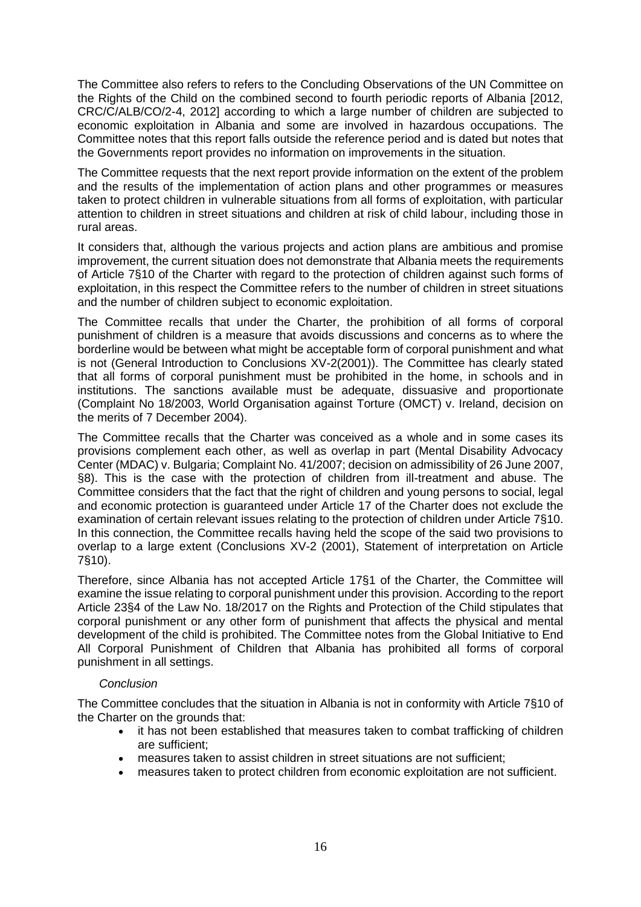The Committee also refers to refers to the Concluding Observations of the UN Committee on the Rights of the Child on the combined second to fourth periodic reports of Albania [2012, CRC/C/ALB/CO/2-4, 2012] according to which a large number of children are subjected to economic exploitation in Albania and some are involved in hazardous occupations. The Committee notes that this report falls outside the reference period and is dated but notes that the Governments report provides no information on improvements in the situation.

The Committee requests that the next report provide information on the extent of the problem and the results of the implementation of action plans and other programmes or measures taken to protect children in vulnerable situations from all forms of exploitation, with particular attention to children in street situations and children at risk of child labour, including those in rural areas.

It considers that, although the various projects and action plans are ambitious and promise improvement, the current situation does not demonstrate that Albania meets the requirements of Article 7§10 of the Charter with regard to the protection of children against such forms of exploitation, in this respect the Committee refers to the number of children in street situations and the number of children subject to economic exploitation.

The Committee recalls that under the Charter, the prohibition of all forms of corporal punishment of children is a measure that avoids discussions and concerns as to where the borderline would be between what might be acceptable form of corporal punishment and what is not (General Introduction to Conclusions XV-2(2001)). The Committee has clearly stated that all forms of corporal punishment must be prohibited in the home, in schools and in institutions. The sanctions available must be adequate, dissuasive and proportionate (Complaint No 18/2003, World Organisation against Torture (OMCT) v. Ireland, decision on the merits of 7 December 2004).

The Committee recalls that the Charter was conceived as a whole and in some cases its provisions complement each other, as well as overlap in part (Mental Disability Advocacy Center (MDAC) v. Bulgaria; Complaint No. 41/2007; decision on admissibility of 26 June 2007, §8). This is the case with the protection of children from ill-treatment and abuse. The Committee considers that the fact that the right of children and young persons to social, legal and economic protection is guaranteed under Article 17 of the Charter does not exclude the examination of certain relevant issues relating to the protection of children under Article 7§10. In this connection, the Committee recalls having held the scope of the said two provisions to overlap to a large extent (Conclusions XV-2 (2001), Statement of interpretation on Article 7§10).

Therefore, since Albania has not accepted Article 17§1 of the Charter, the Committee will examine the issue relating to corporal punishment under this provision. According to the report Article 23§4 of the Law No. 18/2017 on the Rights and Protection of the Child stipulates that corporal punishment or any other form of punishment that affects the physical and mental development of the child is prohibited. The Committee notes from the Global Initiative to End All Corporal Punishment of Children that Albania has prohibited all forms of corporal punishment in all settings.

*Conclusion*

The Committee concludes that the situation in Albania is not in conformity with Article 7§10 of the Charter on the grounds that:

- it has not been established that measures taken to combat trafficking of children are sufficient;
- measures taken to assist children in street situations are not sufficient;
- measures taken to protect children from economic exploitation are not sufficient.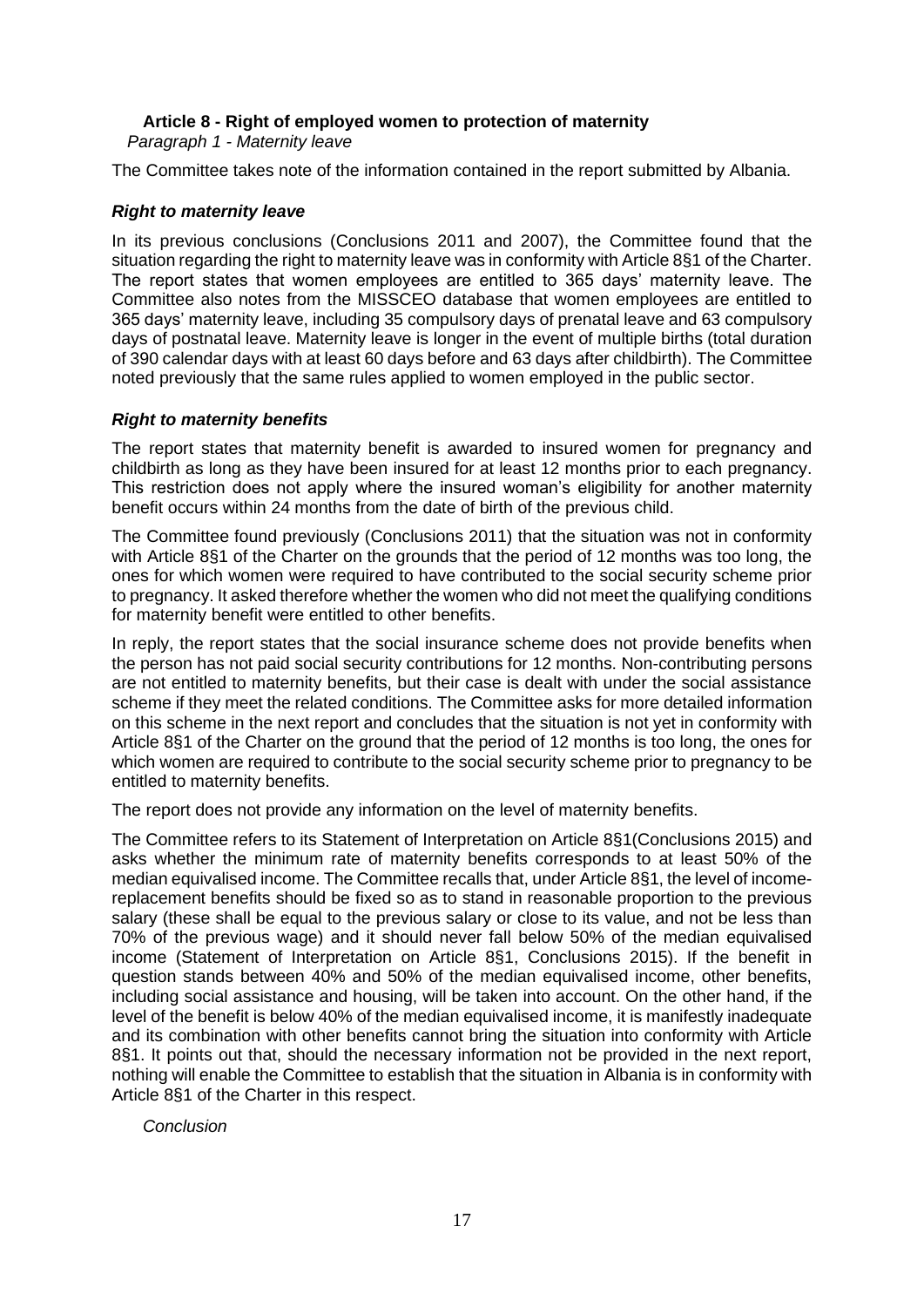### Article 8 - Right of employed women to protection of maternity

*Paragraph 1 - Maternity leave*

The Committee takes note of the information contained in the report submitted by Albania.

***Right to maternity leave***

In its previous conclusions (Conclusions 2011 and 2007), the Committee found that the situation regarding the right to maternity leave was in conformity with Article 8§1 of the Charter. The report states that women employees are entitled to 365 days' maternity leave. The Committee also notes from the MISSCEO database that women employees are entitled to 365 days' maternity leave, including 35 compulsory days of prenatal leave and 63 compulsory days of postnatal leave. Maternity leave is longer in the event of multiple births (total duration of 390 calendar days with at least 60 days before and 63 days after childbirth). The Committee noted previously that the same rules applied to women employed in the public sector.

***Right to maternity benefits***

The report states that maternity benefit is awarded to insured women for pregnancy and childbirth as long as they have been insured for at least 12 months prior to each pregnancy. This restriction does not apply where the insured woman's eligibility for another maternity benefit occurs within 24 months from the date of birth of the previous child.

The Committee found previously (Conclusions 2011) that the situation was not in conformity with Article 8§1 of the Charter on the grounds that the period of 12 months was too long, the ones for which women were required to have contributed to the social security scheme prior to pregnancy. It asked therefore whether the women who did not meet the qualifying conditions for maternity benefit were entitled to other benefits.

In reply, the report states that the social insurance scheme does not provide benefits when the person has not paid social security contributions for 12 months. Non-contributing persons are not entitled to maternity benefits, but their case is dealt with under the social assistance scheme if they meet the related conditions. The Committee asks for more detailed information on this scheme in the next report and concludes that the situation is not yet in conformity with Article 8§1 of the Charter on the ground that the period of 12 months is too long, the ones for which women are required to contribute to the social security scheme prior to pregnancy to be entitled to maternity benefits.

The report does not provide any information on the level of maternity benefits.

The Committee refers to its Statement of Interpretation on Article 8§1(Conclusions 2015) and asks whether the minimum rate of maternity benefits corresponds to at least 50% of the median equivalised income. The Committee recalls that, under Article 8§1, the level of income-replacement benefits should be fixed so as to stand in reasonable proportion to the previous salary (these shall be equal to the previous salary or close to its value, and not be less than 70% of the previous wage) and it should never fall below 50% of the median equivalised income (Statement of Interpretation of Article 8§1, Conclusions 2015). If the benefit in question stands between 40% and 50% of the median equivalised income, other benefits, including social assistance and housing, will be taken into account. On the other hand, if the level of the benefit is below 40% of the median equivalised income, it is manifestly inadequate and its combination with other benefits cannot bring the situation into conformity with Article 8§1. It points out that, should the necessary information not be provided in the next report, nothing will enable the Committee to establish that the situation in Albania is in conformity with Article 8§1 of the Charter in this respect.

*Conclusion*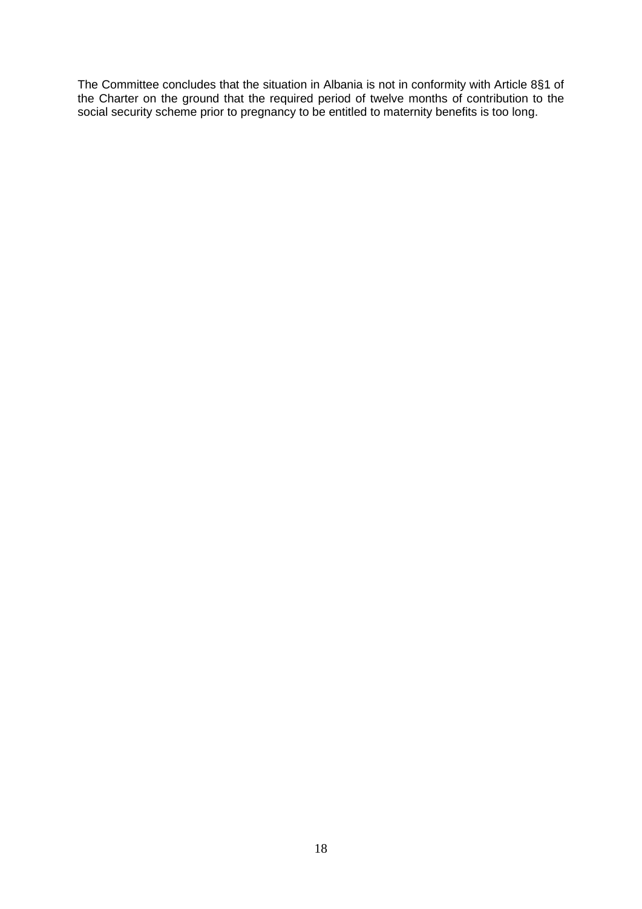The Committee concludes that the situation in Albania is not in conformity with Article 8§1 of the Charter on the ground that the required period of twelve months of contribution to the social security scheme prior to pregnancy to be entitled to maternity benefits is too long.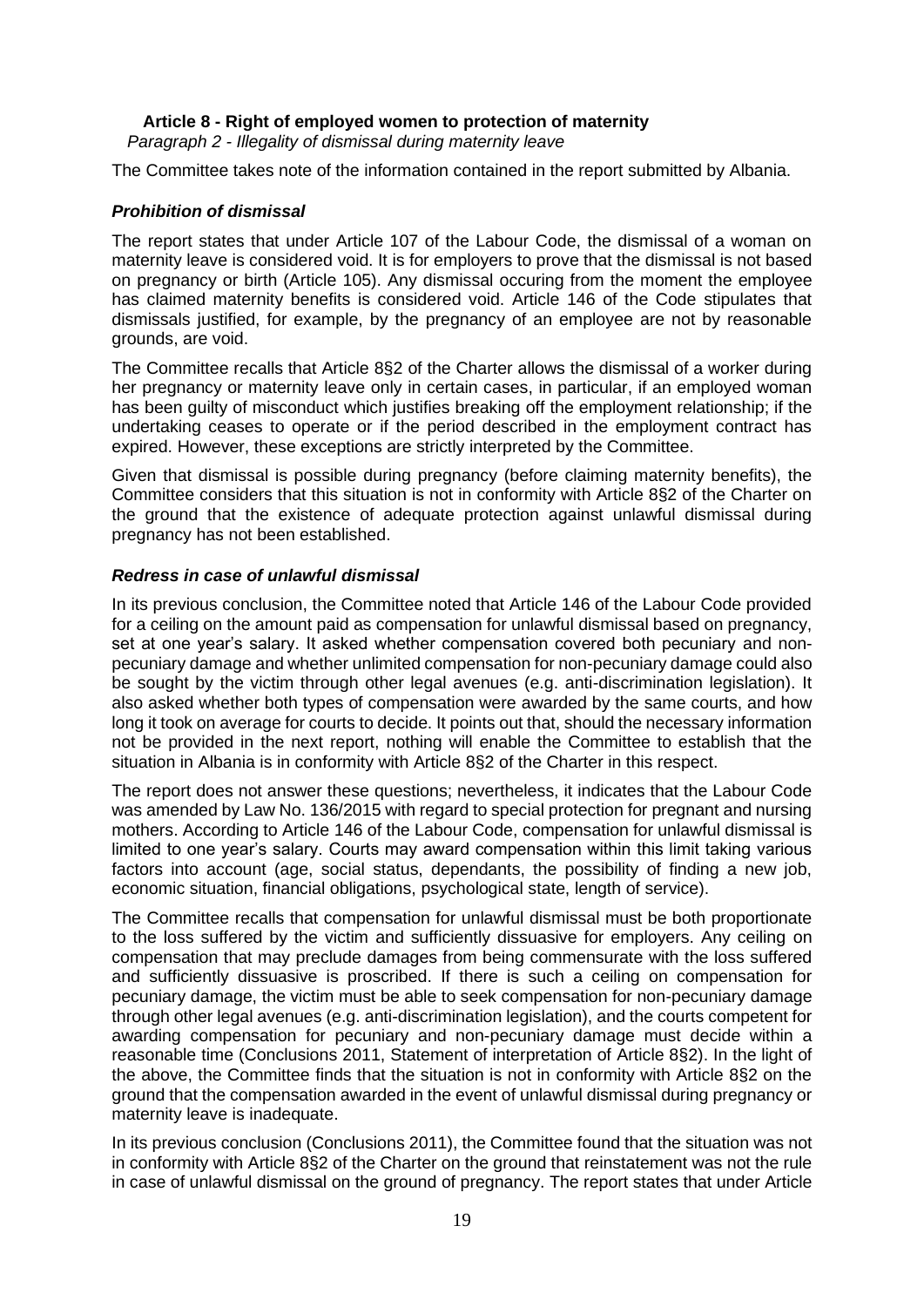## Article 8 - Right of employed women to protection of maternity

*Paragraph 2 - Illegality of dismissal during maternity leave*

The Committee takes note of the information contained in the report submitted by Albania.

### *Prohibition of dismissal*

The report states that under Article 107 of the Labour Code, the dismissal of a woman on maternity leave is considered void. It is for employers to prove that the dismissal is not based on pregnancy or birth (Article 105). Any dismissal occuring from the moment the employee has claimed maternity benefits is considered void. Article 146 of the Code stipulates that dismissals justified, for example, by the pregnancy of an employee are not by reasonable grounds, are void.

The Committee recalls that Article 8§2 of the Charter allows the dismissal of a worker during her pregnancy or maternity leave only in certain cases, in particular, if an employed woman has been guilty of misconduct which justifies breaking off the employment relationship; if the undertaking ceases to operate or if the period described in the employment contract has expired. However, these exceptions are strictly interpreted by the Committee.

Given that dismissal is possible during pregnancy (before claiming maternity benefits), the Committee considers that this situation is not in conformity with Article 8§2 of the Charter on the ground that the existence of adequate protection against unlawful dismissal during pregnancy has not been established.

### *Redress in case of unlawful dismissal*

In its previous conclusion, the Committee noted that Article 146 of the Labour Code provided for a ceiling on the amount paid as compensation for unlawful dismissal based on pregnancy, set at one year's salary. It asked whether compensation covered both pecuniary and non-pecuniary damage and whether unlimited compensation for non-pecuniary damage could also be sought by the victim through other legal avenues (e.g. anti-discrimination legislation). It also asked whether both types of compensation were awarded by the same courts, and how long it took on average for courts to decide. It points out that, should the necessary information not be provided in the next report, nothing will enable the Committee to establish that the situation in Albania is in conformity with Article 8§2 of the Charter in this respect.

The report does not answer these questions; nevertheless, it indicates that the Labour Code was amended by Law No. 136/2015 with regard to special protection for pregnant and nursing mothers. According to Article 146 of the Labour Code, compensation for unlawful dismissal is limited to one year's salary. Courts may award compensation within this limit taking various factors into account (age, social status, dependants, the possibility of finding a new job, economic situation, financial obligations, psychological state, length of service).

The Committee recalls that compensation for unlawful dismissal must be both proportionate to the loss suffered by the victim and sufficiently dissuasive for employers. Any ceiling on compensation that may preclude damages from being commensurate with the loss suffered and sufficiently dissuasive is proscribed. If there is such a ceiling on compensation for pecuniary damage, the victim must be able to seek compensation for non-pecuniary damage through other legal avenues (e.g. anti-discrimination legislation), and the courts competent for awarding compensation for pecuniary and non-pecuniary damage must decide within a reasonable time (Conclusions 2011, Statement of interpretation of Article 8§2). In the light of the above, the Committee finds that the situation is not in conformity with Article 8§2 on the ground that the compensation awarded in the event of unlawful dismissal during pregnancy or maternity leave is inadequate.

In its previous conclusion (Conclusions 2011), the Committee found that the situation was not in conformity with Article 8§2 of the Charter on the ground that reinstatement was not the rule in case of unlawful dismissal on the ground of pregnancy. The report states that under Article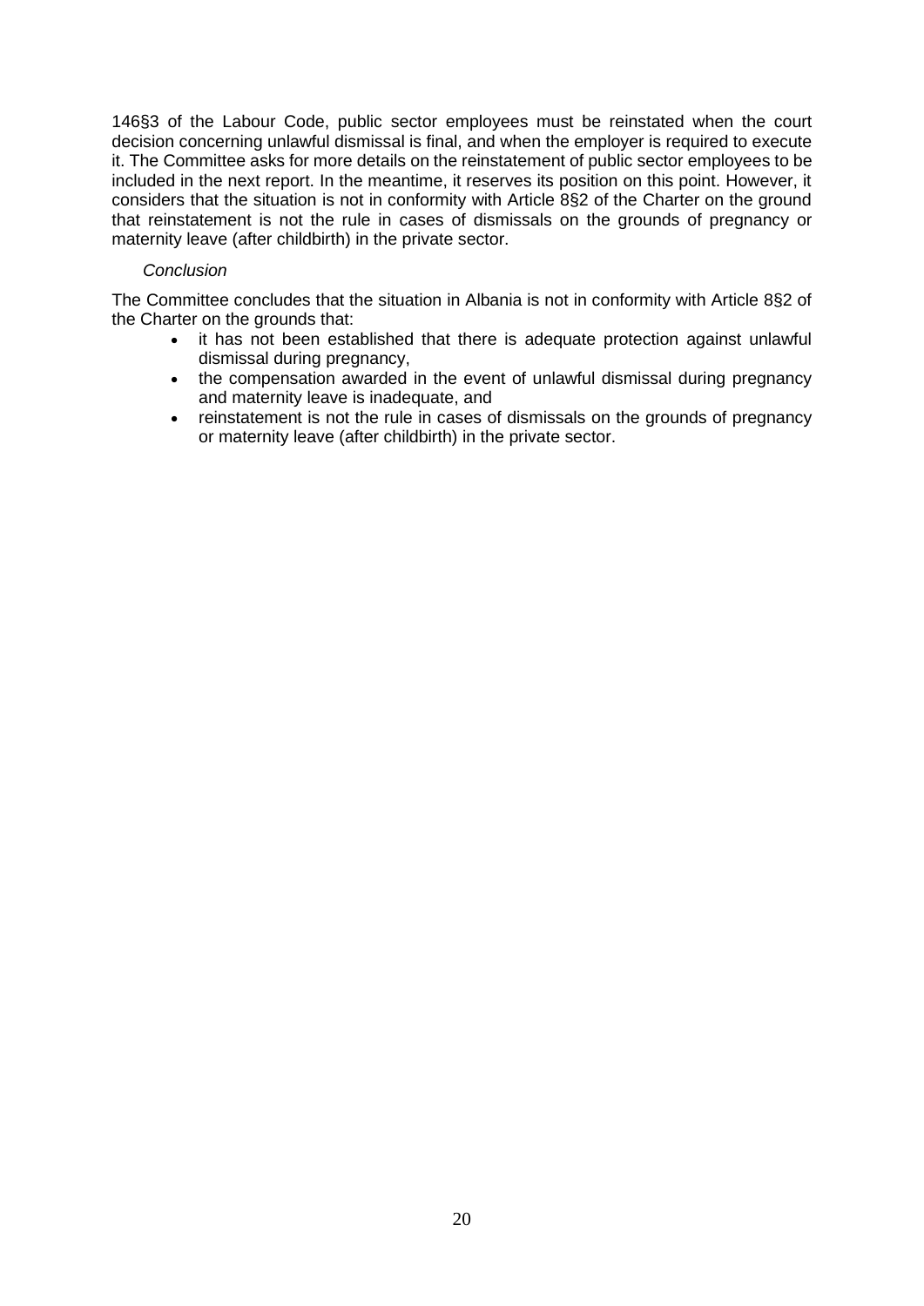146§3 of the Labour Code, public sector employees must be reinstated when the court decision concerning unlawful dismissal is final, and when the employer is required to execute it. The Committee asks for more details on the reinstatement of public sector employees to be included in the next report. In the meantime, it reserves its position on this point. However, it considers that the situation is not in conformity with Article 8§2 of the Charter on the ground that reinstatement is not the rule in cases of dismissals on the grounds of pregnancy or maternity leave (after childbirth) in the private sector.

*Conclusion*

The Committee concludes that the situation in Albania is not in conformity with Article 8§2 of the Charter on the grounds that:

- it has not been established that there is adequate protection against unlawful dismissal during pregnancy,
- the compensation awarded in the event of unlawful dismissal during pregnancy and maternity leave is inadequate, and
- reinstatement is not the rule in cases of dismissals on the grounds of pregnancy or maternity leave (after childbirth) in the private sector.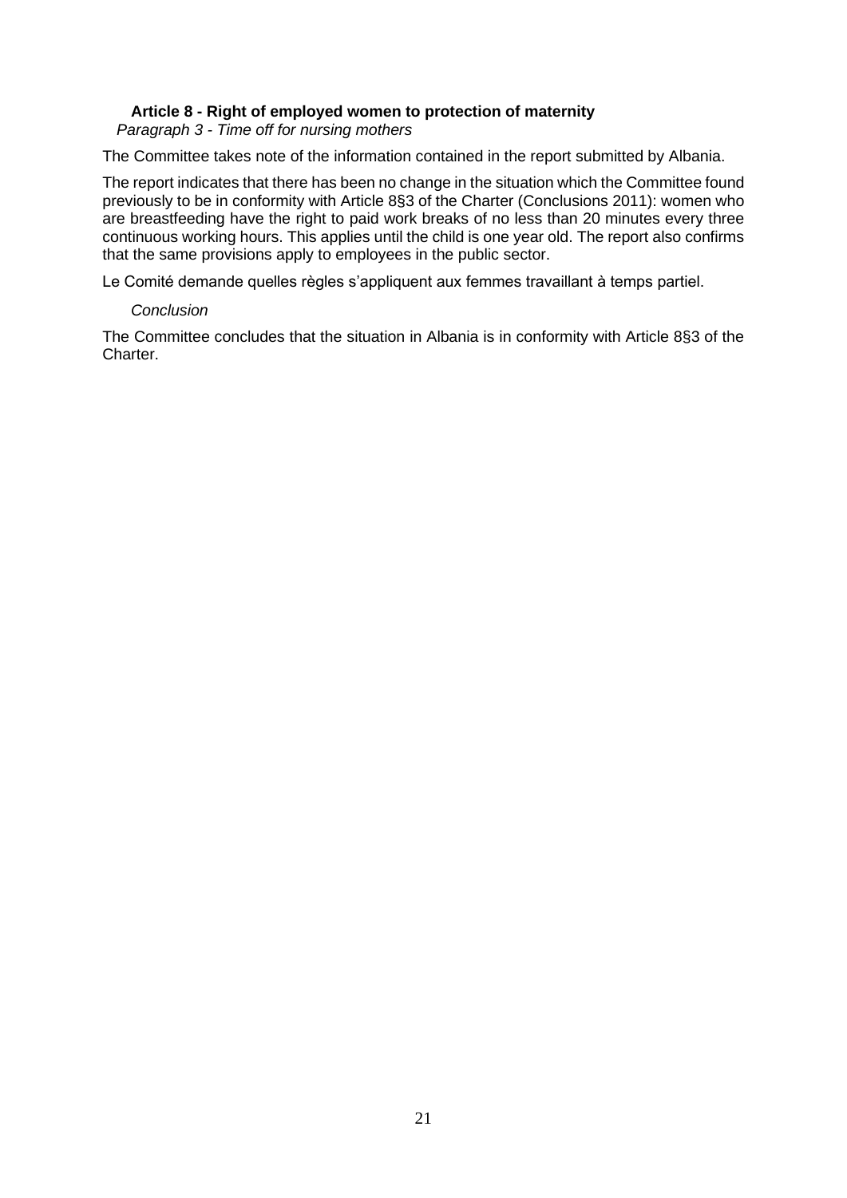### Article 8 - Right of employed women to protection of maternity

*Paragraph 3 - Time off for nursing mothers*

The Committee takes note of the information contained in the report submitted by Albania.

The report indicates that there has been no change in the situation which the Committee found previously to be in conformity with Article 8§3 of the Charter (Conclusions 2011): women who are breastfeeding have the right to paid work breaks of no less than 20 minutes every three continuous working hours. This applies until the child is one year old. The report also confirms that the same provisions apply to employees in the public sector.

Le Comité demande quelles règles s'appliquent aux femmes travaillant à temps partiel.

*Conclusion*

The Committee concludes that the situation in Albania is in conformity with Article 8§3 of the Charter.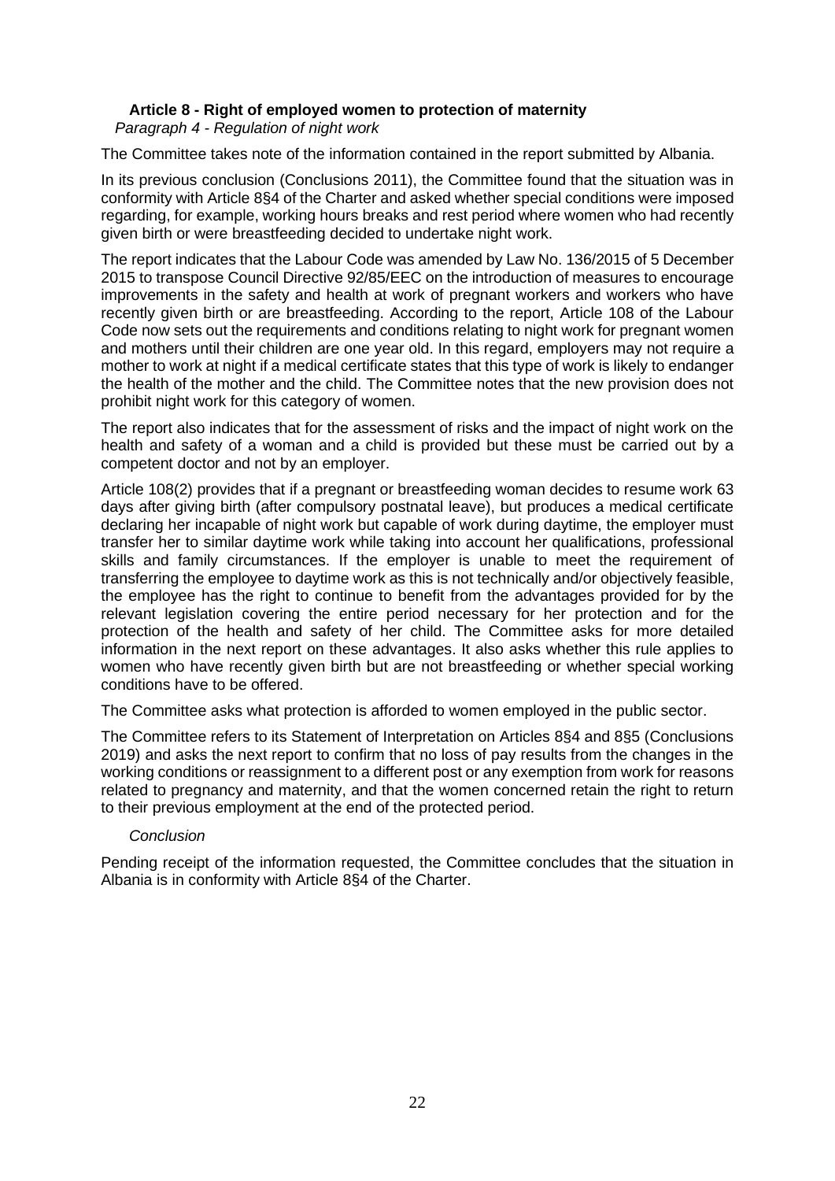### Article 8 - Right of employed women to protection of maternity

*Paragraph 4 - Regulation of night work*

The Committee takes note of the information contained in the report submitted by Albania.

In its previous conclusion (Conclusions 2011), the Committee found that the situation was in conformity with Article 8§4 of the Charter and asked whether special conditions were imposed regarding, for example, working hours breaks and rest period where women who had recently given birth or were breastfeeding decided to undertake night work.

The report indicates that the Labour Code was amended by Law No. 136/2015 of 5 December 2015 to transpose Council Directive 92/85/EEC on the introduction of measures to encourage improvements in the safety and health at work of pregnant workers and workers who have recently given birth or are breastfeeding. According to the report, Article 108 of the Labour Code now sets out the requirements and conditions relating to night work for pregnant women and mothers until their children are one year old. In this regard, employers may not require a mother to work at night if a medical certificate states that this type of work is likely to endanger the health of the mother and the child. The Committee notes that the new provision does not prohibit night work for this category of women.

The report also indicates that for the assessment of risks and the impact of night work on the health and safety of a woman and a child is provided but these must be carried out by a competent doctor and not by an employer.

Article 108(2) provides that if a pregnant or breastfeeding woman decides to resume work 63 days after giving birth (after compulsory postnatal leave), but produces a medical certificate declaring her incapable of night work but capable of work during daytime, the employer must transfer her to similar daytime work while taking into account her qualifications, professional skills and family circumstances. If the employer is unable to meet the requirement of transferring the employee to daytime work as this is not technically and/or objectively feasible, the employee has the right to continue to benefit from the advantages provided for by the relevant legislation covering the entire period necessary for her protection and for the protection of the health and safety of her child. The Committee asks for more detailed information in the next report on these advantages. It also asks whether this rule applies to women who have recently given birth but are not breastfeeding or whether special working conditions have to be offered.

The Committee asks what protection is afforded to women employed in the public sector.

The Committee refers to its Statement of Interpretation on Articles 8§4 and 8§5 (Conclusions 2019) and asks the next report to confirm that no loss of pay results from the changes in the working conditions or reassignment to a different post or any exemption from work for reasons related to pregnancy and maternity, and that the women concerned retain the right to return to their previous employment at the end of the protected period.

*Conclusion*

Pending receipt of the information requested, the Committee concludes that the situation in Albania is in conformity with Article 8§4 of the Charter.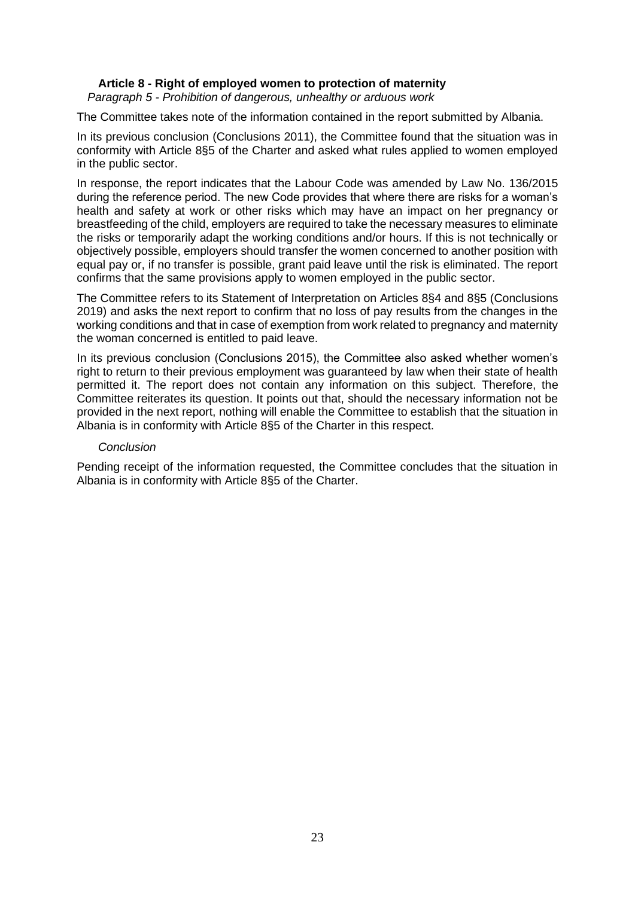### Article 8 - Right of employed women to protection of maternity

*Paragraph 5 - Prohibition of dangerous, unhealthy or arduous work*

The Committee takes note of the information contained in the report submitted by Albania.

In its previous conclusion (Conclusions 2011), the Committee found that the situation was in conformity with Article 8§5 of the Charter and asked what rules applied to women employed in the public sector.

In response, the report indicates that the Labour Code was amended by Law No. 136/2015 during the reference period. The new Code provides that where there are risks for a woman's health and safety at work or other risks which may have an impact on her pregnancy or breastfeeding of the child, employers are required to take the necessary measures to eliminate the risks or temporarily adapt the working conditions and/or hours. If this is not technically or objectively possible, employers should transfer the women concerned to another position with equal pay or, if no transfer is possible, grant paid leave until the risk is eliminated. The report confirms that the same provisions apply to women employed in the public sector.

The Committee refers to its Statement of Interpretation on Articles 8§4 and 8§5 (Conclusions 2019) and asks the next report to confirm that no loss of pay results from the changes in the working conditions and that in case of exemption from work related to pregnancy and maternity the woman concerned is entitled to paid leave.

In its previous conclusion (Conclusions 2015), the Committee also asked whether women's right to return to their previous employment was guaranteed by law when their state of health permitted it. The report does not contain any information on this subject. Therefore, the Committee reiterates its question. It points out that, should the necessary information not be provided in the next report, nothing will enable the Committee to establish that the situation in Albania is in conformity with Article 8§5 of the Charter in this respect.

*Conclusion*

Pending receipt of the information requested, the Committee concludes that the situation in Albania is in conformity with Article 8§5 of the Charter.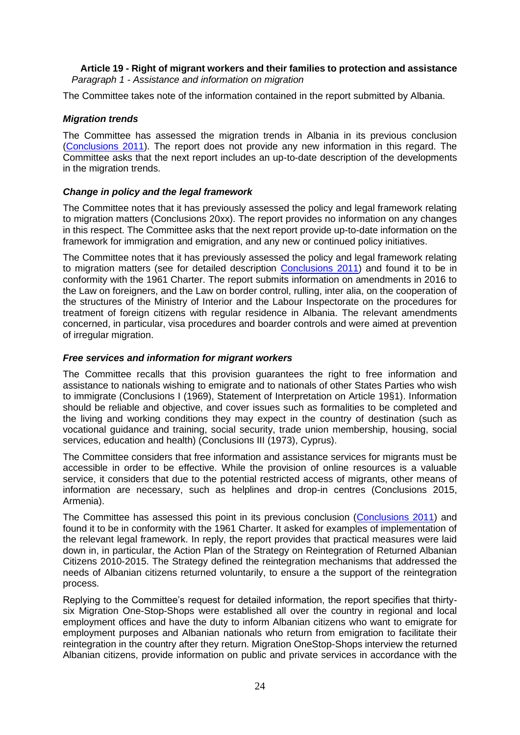### Article 19 - Right of migrant workers and their families to protection and assistance

*Paragraph 1 - Assistance and information on migration*

The Committee takes note of the information contained in the report submitted by Albania.

***Migration trends***

The Committee has assessed the migration trends in Albania in its previous conclusion (Conclusions 2011). The report does not provide any new information in this regard. The Committee asks that the next report includes an up-to-date description of the developments in the migration trends.

***Change in policy and the legal framework***

The Committee notes that it has previously assessed the policy and legal framework relating to migration matters (Conclusions 20xx). The report provides no information on any changes in this respect. The Committee asks that the next report provide up-to-date information on the framework for immigration and emigration, and any new or continued policy initiatives.

The Committee notes that it has previously assessed the policy and legal framework relating to migration matters (see for detailed description Conclusions 2011) and found it to be in conformity with the 1961 Charter. The report submits information on amendments in 2016 to the Law on foreigners, and the Law on border control, rulling, inter alia, on the cooperation of the structures of the Ministry of Interior and the Labour Inspectorate on the procedures for treatment of foreign citizens with regular residence in Albania. The relevant amendments concerned, in particular, visa procedures and boarder controls and were aimed at prevention of irregular migration.

***Free services and information for migrant workers***

The Committee recalls that this provision guarantees the right to free information and assistance to nationals wishing to emigrate and to nationals of other States Parties who wish to immigrate (Conclusions I (1969), Statement of Interpretation on Article 19§1). Information should be reliable and objective, and cover issues such as formalities to be completed and the living and working conditions they may expect in the country of destination (such as vocational guidance and training, social security, trade union membership, housing, social services, education and health) (Conclusions III (1973), Cyprus).

The Committee considers that free information and assistance services for migrants must be accessible in order to be effective. While the provision of online resources is a valuable service, it considers that due to the potential restricted access of migrants, other means of information are necessary, such as helplines and drop-in centres (Conclusions 2015, Armenia).

The Committee has assessed this point in its previous conclusion (Conclusions 2011) and found it to be in conformity with the 1961 Charter. It asked for examples of implementation of the relevant legal framework. In reply, the report provides that practical measures were laid down in, in particular, the Action Plan of the Strategy on Reintegration of Returned Albanian Citizens 2010-2015. The Strategy defined the reintegration mechanisms that addressed the needs of Albanian citizens returned voluntarily, to ensure a the support of the reintegration process.

Replying to the Committee's request for detailed information, the report specifies that thirty-six Migration One-Stop-Shops were established all over the country in regional and local employment offices and have the duty to inform Albanian citizens who want to emigrate for employment purposes and Albanian nationals who return from emigration to facilitate their reintegration in the country after they return. Migration OneStop-Shops interview the returned Albanian citizens, provide information on public and private services in accordance with the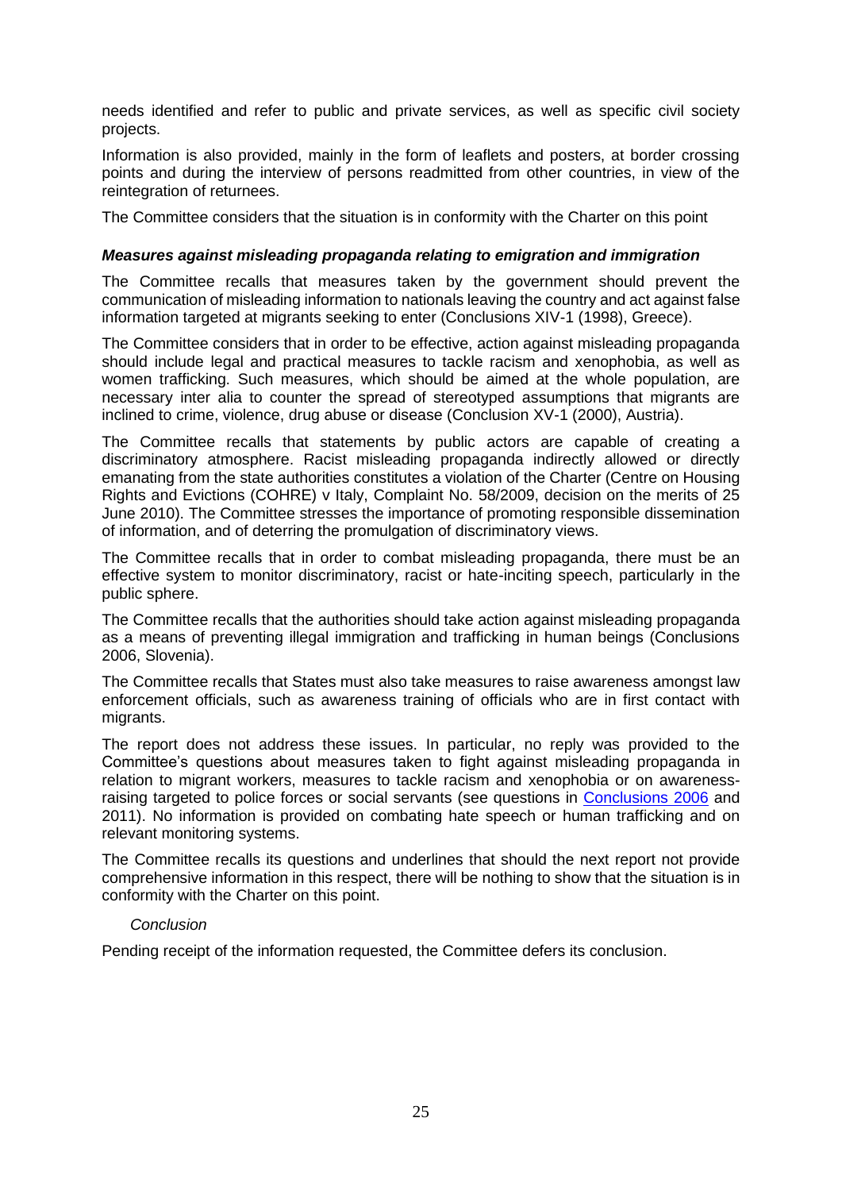needs identified and refer to public and private services, as well as specific civil society projects.

Information is also provided, mainly in the form of leaflets and posters, at border crossing points and during the interview of persons readmitted from other countries, in view of the reintegration of returnees.

The Committee considers that the situation is in conformity with the Charter on this point

***Measures against misleading propaganda relating to emigration and immigration***

The Committee recalls that measures taken by the government should prevent the communication of misleading information to nationals leaving the country and act against false information targeted at migrants seeking to enter (Conclusions XIV-1 (1998), Greece).

The Committee considers that in order to be effective, action against misleading propaganda should include legal and practical measures to tackle racism and xenophobia, as well as women trafficking. Such measures, which should be aimed at the whole population, are necessary inter alia to counter the spread of stereotyped assumptions that migrants are inclined to crime, violence, drug abuse or disease (Conclusion XV-1 (2000), Austria).

The Committee recalls that statements by public actors are capable of creating a discriminatory atmosphere. Racist misleading propaganda indirectly allowed or directly emanating from the state authorities constitutes a violation of the Charter (Centre on Housing Rights and Evictions (COHRE) v Italy, Complaint No. 58/2009, decision on the merits of 25 June 2010). The Committee stresses the importance of promoting responsible dissemination of information, and of deterring the promulgation of discriminatory views.

The Committee recalls that in order to combat misleading propaganda, there must be an effective system to monitor discriminatory, racist or hate-inciting speech, particularly in the public sphere.

The Committee recalls that the authorities should take action against misleading propaganda as a means of preventing illegal immigration and trafficking in human beings (Conclusions 2006, Slovenia).

The Committee recalls that States must also take measures to raise awareness amongst law enforcement officials, such as awareness training of officials who are in first contact with migrants.

The report does not address these issues. In particular, no reply was provided to the Committee's questions about measures taken to fight against misleading propaganda in relation to migrant workers, measures to tackle racism and xenophobia or on awareness-raising targeted to police forces or social servants (see questions in Conclusions 2006 and 2011). No information is provided on combating hate speech or human trafficking and on relevant monitoring systems.

The Committee recalls its questions and underlines that should the next report not provide comprehensive information in this respect, there will be nothing to show that the situation is in conformity with the Charter on this point.

*Conclusion*

Pending receipt of the information requested, the Committee defers its conclusion.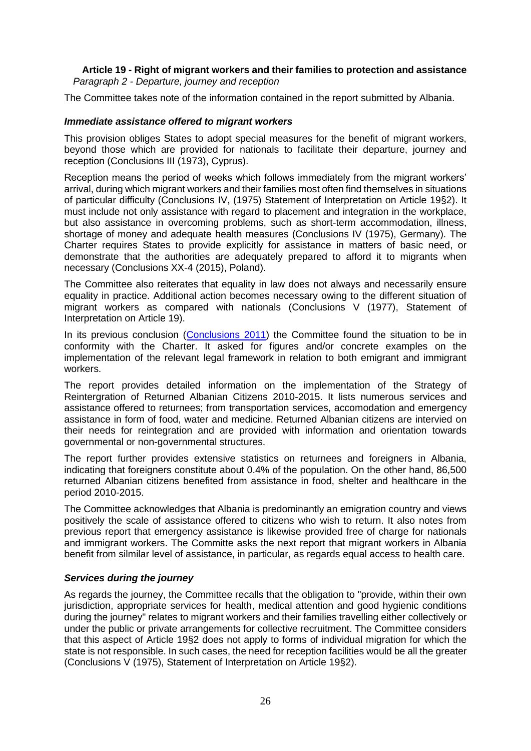**Article 19 - Right of migrant workers and their families to protection and assistance**
*Paragraph 2 - Departure, journey and reception*

The Committee takes note of the information contained in the report submitted by Albania.

***Immediate assistance offered to migrant workers***

This provision obliges States to adopt special measures for the benefit of migrant workers, beyond those which are provided for nationals to facilitate their departure, journey and reception (Conclusions III (1973), Cyprus).

Reception means the period of weeks which follows immediately from the migrant workers' arrival, during which migrant workers and their families most often find themselves in situations of particular difficulty (Conclusions IV, (1975) Statement of Interpretation on Article 19§2). It must include not only assistance with regard to placement and integration in the workplace, but also assistance in overcoming problems, such as short-term accommodation, illness, shortage of money and adequate health measures (Conclusions IV (1975), Germany). The Charter requires States to provide explicitly for assistance in matters of basic need, or demonstrate that the authorities are adequately prepared to afford it to migrants when necessary (Conclusions XX-4 (2015), Poland).

The Committee also reiterates that equality in law does not always and necessarily ensure equality in practice. Additional action becomes necessary owing to the different situation of migrant workers as compared with nationals (Conclusions V (1977), Statement of Interpretation on Article 19).

In its previous conclusion (Conclusions 2011) the Committee found the situation to be in conformity with the Charter. It asked for figures and/or concrete examples on the implementation of the relevant legal framework in relation to both emigrant and immigrant workers.

The report provides detailed information on the implementation of the Strategy of Reintergration of Returned Albanian Citizens 2010-2015. It lists numerous services and assistance offered to returnees; from transportation services, accomodation and emergency assistance in form of food, water and medicine. Returned Albanian citizens are intervied on their needs for reintegration and are provided with information and orientation towards governmental or non-governmental structures.

The report further provides extensive statistics on returnees and foreigners in Albania, indicating that foreigners constitute about 0.4% of the population. On the other hand, 86,500 returned Albanian citizens benefited from assistance in food, shelter and healthcare in the period 2010-2015.

The Committee acknowledges that Albania is predominantly an emigration country and views positively the scale of assistance offered to citizens who wish to return. It also notes from previous report that emergency assistance is likewise provided free of charge for nationals and immigrant workers. The Committe asks the next report that migrant workers in Albania benefit from silmilar level of assistance, in particular, as regards equal access to health care.

***Services during the journey***

As regards the journey, the Committee recalls that the obligation to "provide, within their own jurisdiction, appropriate services for health, medical attention and good hygienic conditions during the journey" relates to migrant workers and their families travelling either collectively or under the public or private arrangements for collective recruitment. The Committee considers that this aspect of Article 19§2 does not apply to forms of individual migration for which the state is not responsible. In such cases, the need for reception facilities would be all the greater (Conclusions V (1975), Statement of Interpretation on Article 19§2).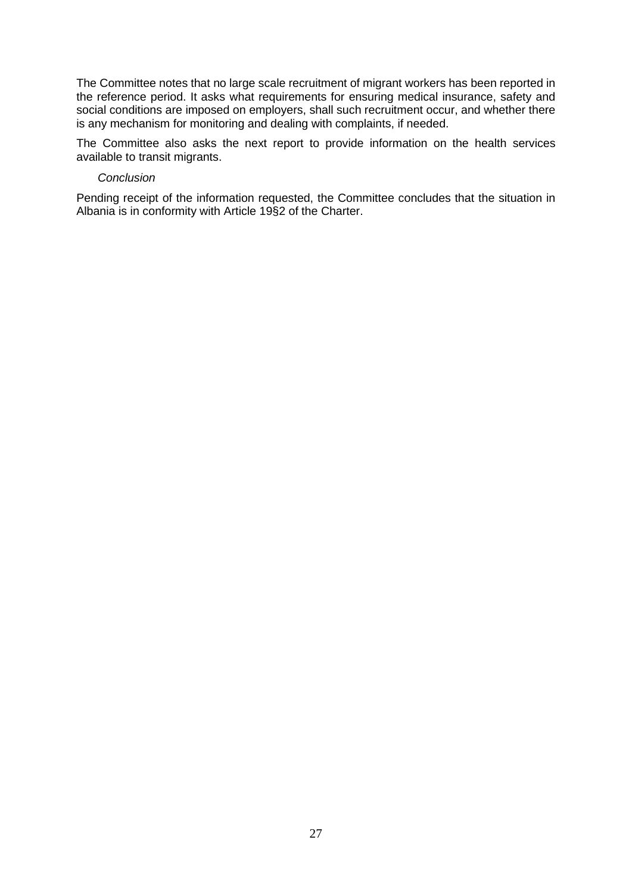The Committee notes that no large scale recruitment of migrant workers has been reported in the reference period. It asks what requirements for ensuring medical insurance, safety and social conditions are imposed on employers, shall such recruitment occur, and whether there is any mechanism for monitoring and dealing with complaints, if needed.

The Committee also asks the next report to provide information on the health services available to transit migrants.

*Conclusion*

Pending receipt of the information requested, the Committee concludes that the situation in Albania is in conformity with Article 19§2 of the Charter.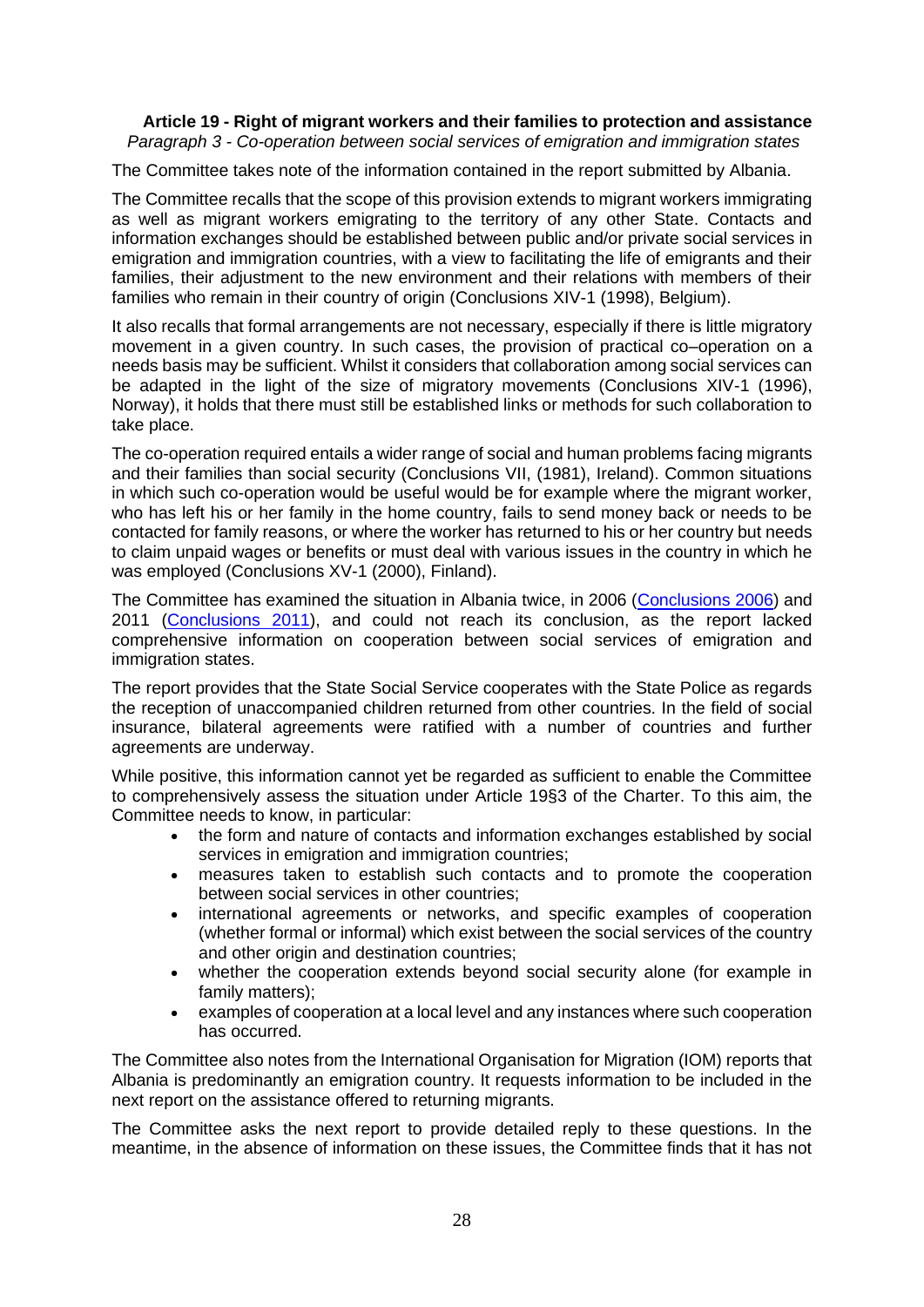**Article 19 - Right of migrant workers and their families to protection and assistance**
*Paragraph 3 - Co-operation between social services of emigration and immigration states*

The Committee takes note of the information contained in the report submitted by Albania.

The Committee recalls that the scope of this provision extends to migrant workers immigrating as well as migrant workers emigrating to the territory of any other State. Contacts and information exchanges should be established between public and/or private social services in emigration and immigration countries, with a view to facilitating the life of emigrants and their families, their adjustment to the new environment and their relations with members of their families who remain in their country of origin (Conclusions XIV-1 (1998), Belgium).

It also recalls that formal arrangements are not necessary, especially if there is little migratory movement in a given country. In such cases, the provision of practical co–operation on a needs basis may be sufficient. Whilst it considers that collaboration among social services can be adapted in the light of the size of migratory movements (Conclusions XIV-1 (1996), Norway), it holds that there must still be established links or methods for such collaboration to take place.

The co-operation required entails a wider range of social and human problems facing migrants and their families than social security (Conclusions VII, (1981), Ireland). Common situations in which such co-operation would be useful would be for example where the migrant worker, who has left his or her family in the home country, fails to send money back or needs to be contacted for family reasons, or where the worker has returned to his or her country but needs to claim unpaid wages or benefits or must deal with various issues in the country in which he was employed (Conclusions XV-1 (2000), Finland).

The Committee has examined the situation in Albania twice, in 2006 (Conclusions 2006) and 2011 (Conclusions 2011), and could not reach its conclusion, as the report lacked comprehensive information on cooperation between social services of emigration and immigration states.

The report provides that the State Social Service cooperates with the State Police as regards the reception of unaccompanied children returned from other countries. In the field of social insurance, bilateral agreements were ratified with a number of countries and further agreements are underway.

While positive, this information cannot yet be regarded as sufficient to enable the Committee to comprehensively assess the situation under Article 19§3 of the Charter. To this aim, the Committee needs to know, in particular:

- the form and nature of contacts and information exchanges established by social services in emigration and immigration countries;
- measures taken to establish such contacts and to promote the cooperation between social services in other countries;
- international agreements or networks, and specific examples of cooperation (whether formal or informal) which exist between the social services of the country and other origin and destination countries;
- whether the cooperation extends beyond social security alone (for example in family matters);
- examples of cooperation at a local level and any instances where such cooperation has occurred.

The Committee also notes from the International Organisation for Migration (IOM) reports that Albania is predominantly an emigration country. It requests information to be included in the next report on the assistance offered to returning migrants.

The Committee asks the next report to provide detailed reply to these questions. In the meantime, in the absence of information on these issues, the Committee finds that it has not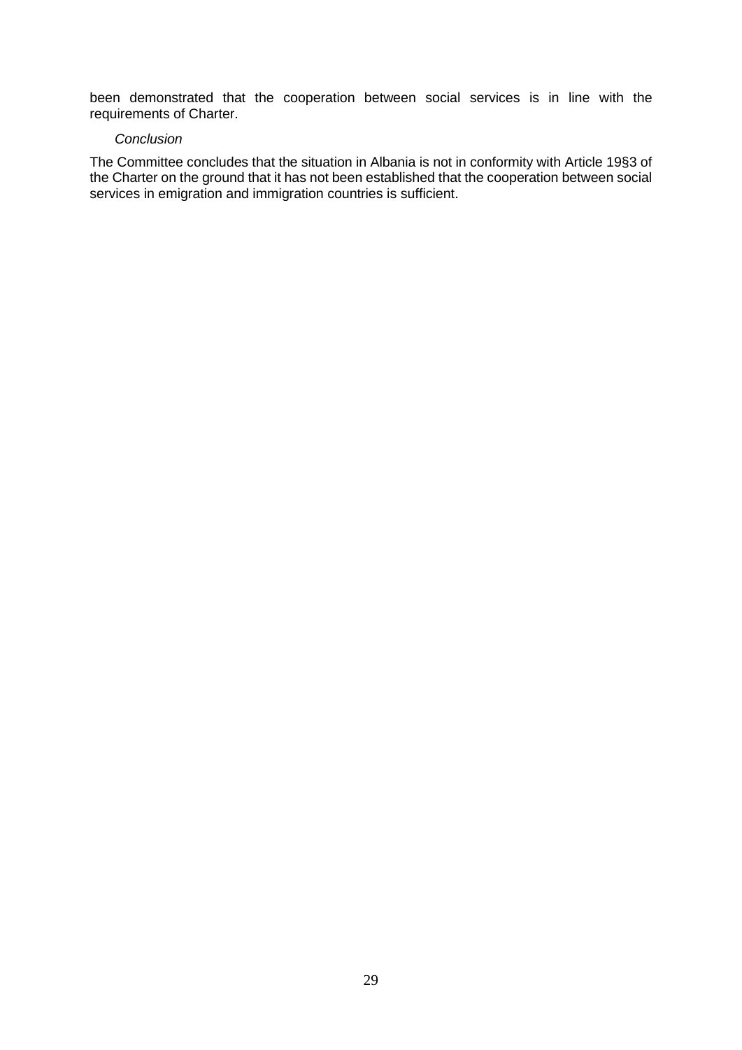been demonstrated that the cooperation between social services is in line with the requirements of Charter.

*Conclusion*

The Committee concludes that the situation in Albania is not in conformity with Article 19§3 of the Charter on the ground that it has not been established that the cooperation between social services in emigration and immigration countries is sufficient.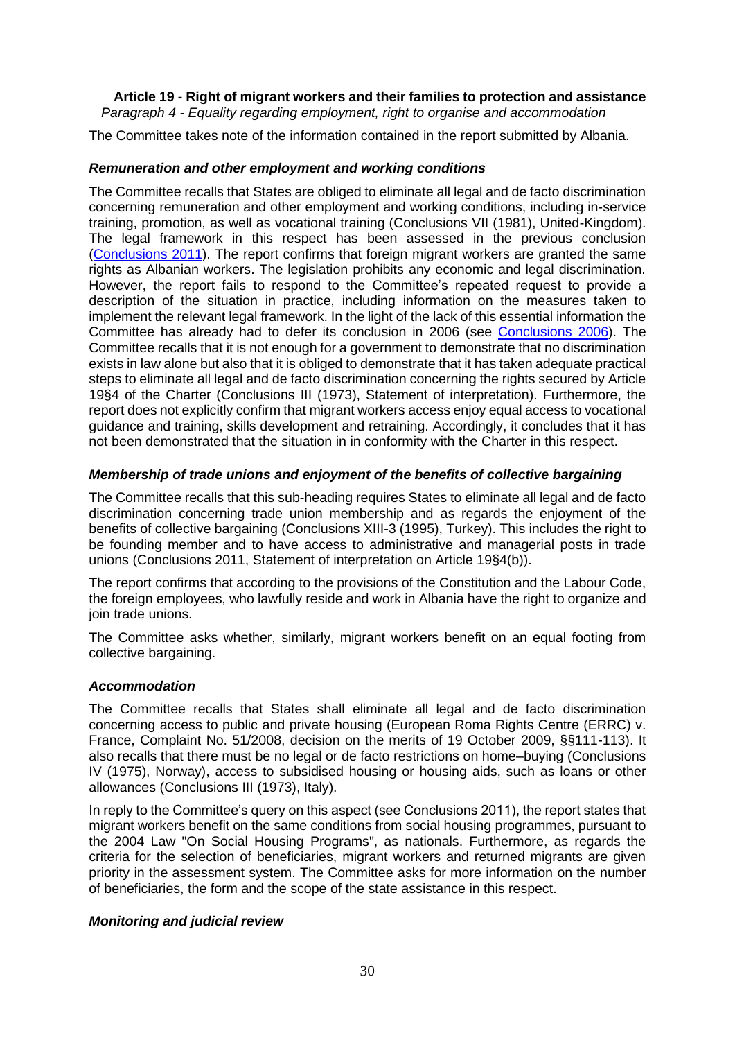### Article 19 - Right of migrant workers and their families to protection and assistance

*Paragraph 4 - Equality regarding employment, right to organise and accommodation*

The Committee takes note of the information contained in the report submitted by Albania.

#### *Remuneration and other employment and working conditions*

The Committee recalls that States are obliged to eliminate all legal and de facto discrimination concerning remuneration and other employment and working conditions, including in-service training, promotion, as well as vocational training (Conclusions VII (1981), United-Kingdom). The legal framework in this respect has been assessed in the previous conclusion (Conclusions 2011). The report confirms that foreign migrant workers are granted the same rights as Albanian workers. The legislation prohibits any economic and legal discrimination. However, the report fails to respond to the Committee's repeated request to provide a description of the situation in practice, including information on the measures taken to implement the relevant legal framework. In the light of the lack of this essential information the Committee has already had to defer its conclusion in 2006 (see Conclusions 2006). The Committee recalls that it is not enough for a government to demonstrate that no discrimination exists in law alone but also that it is obliged to demonstrate that it has taken adequate practical steps to eliminate all legal and de facto discrimination concerning the rights secured by Article 19§4 of the Charter (Conclusions III (1973), Statement of interpretation). Furthermore, the report does not explicitly confirm that migrant workers access enjoy equal access to vocational guidance and training, skills development and retraining. Accordingly, it concludes that it has not been demonstrated that the situation in in conformity with the Charter in this respect.

#### *Membership of trade unions and enjoyment of the benefits of collective bargaining*

The Committee recalls that this sub-heading requires States to eliminate all legal and de facto discrimination concerning trade union membership and as regards the enjoyment of the benefits of collective bargaining (Conclusions XIII-3 (1995), Turkey). This includes the right to be founding member and to have access to administrative and managerial posts in trade unions (Conclusions 2011, Statement of interpretation on Article 19§4(b)).

The report confirms that according to the provisions of the Constitution and the Labour Code, the foreign employees, who lawfully reside and work in Albania have the right to organize and join trade unions.

The Committee asks whether, similarly, migrant workers benefit on an equal footing from collective bargaining.

#### *Accommodation*

The Committee recalls that States shall eliminate all legal and de facto discrimination concerning access to public and private housing (European Roma Rights Centre (ERRC) v. France, Complaint No. 51/2008, decision on the merits of 19 October 2009, §§111-113). It also recalls that there must be no legal or de facto restrictions on home–buying (Conclusions IV (1975), Norway), access to subsidised housing or housing aids, such as loans or other allowances (Conclusions III (1973), Italy).

In reply to the Committee's query on this aspect (see Conclusions 2011), the report states that migrant workers benefit on the same conditions from social housing programmes, pursuant to the 2004 Law "On Social Housing Programs", as nationals. Furthermore, as regards the criteria for the selection of beneficiaries, migrant workers and returned migrants are given priority in the assessment system. The Committee asks for more information on the number of beneficiaries, the form and the scope of the state assistance in this respect.

#### *Monitoring and judicial review*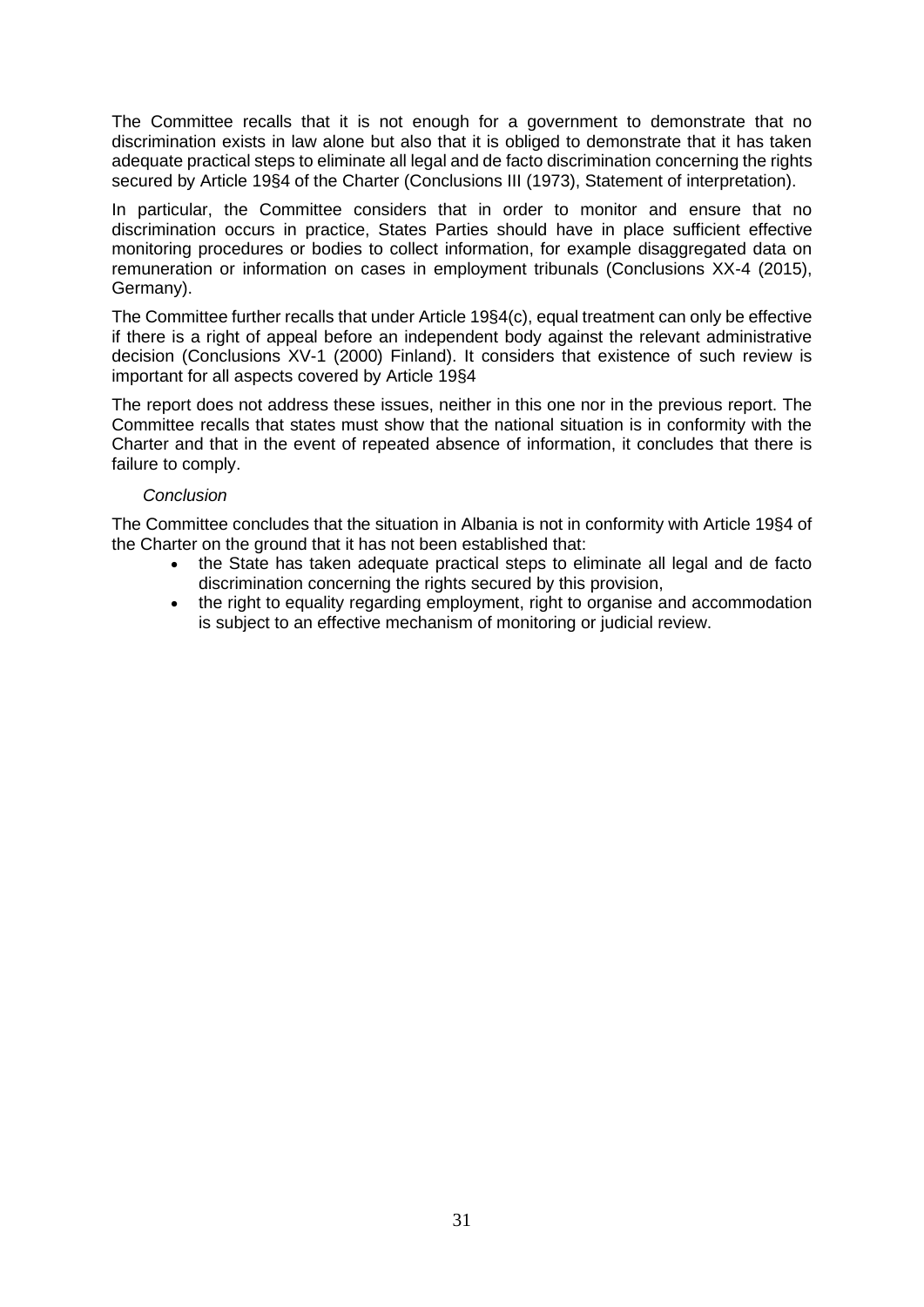The Committee recalls that it is not enough for a government to demonstrate that no discrimination exists in law alone but also that it is obliged to demonstrate that it has taken adequate practical steps to eliminate all legal and de facto discrimination concerning the rights secured by Article 19§4 of the Charter (Conclusions III (1973), Statement of interpretation).

In particular, the Committee considers that in order to monitor and ensure that no discrimination occurs in practice, States Parties should have in place sufficient effective monitoring procedures or bodies to collect information, for example disaggregated data on remuneration or information on cases in employment tribunals (Conclusions XX-4 (2015), Germany).

The Committee further recalls that under Article 19§4(c), equal treatment can only be effective if there is a right of appeal before an independent body against the relevant administrative decision (Conclusions XV-1 (2000) Finland). It considers that existence of such review is important for all aspects covered by Article 19§4

The report does not address these issues, neither in this one nor in the previous report. The Committee recalls that states must show that the national situation is in conformity with the Charter and that in the event of repeated absence of information, it concludes that there is failure to comply.

*Conclusion*

The Committee concludes that the situation in Albania is not in conformity with Article 19§4 of the Charter on the ground that it has not been established that:

- the State has taken adequate practical steps to eliminate all legal and de facto discrimination concerning the rights secured by this provision,
- the right to equality regarding employment, right to organise and accommodation is subject to an effective mechanism of monitoring or judicial review.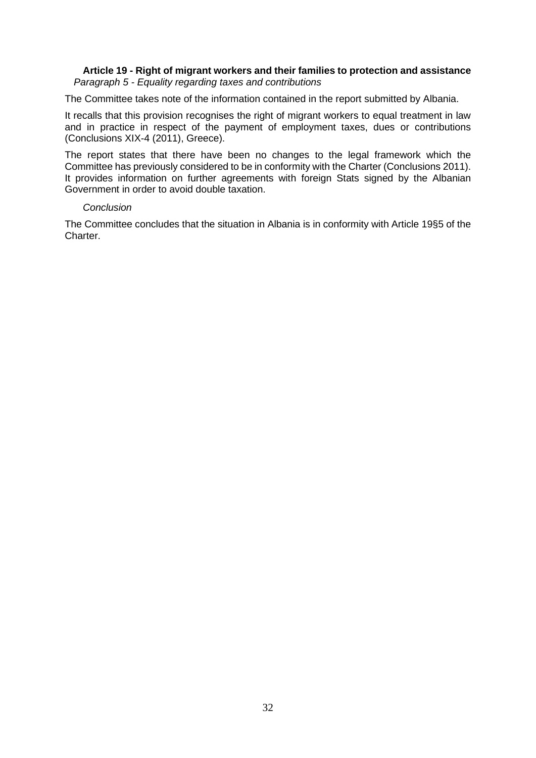### Article 19 - Right of migrant workers and their families to protection and assistance

*Paragraph 5 - Equality regarding taxes and contributions*

The Committee takes note of the information contained in the report submitted by Albania.

It recalls that this provision recognises the right of migrant workers to equal treatment in law and in practice in respect of the payment of employment taxes, dues or contributions (Conclusions XIX-4 (2011), Greece).

The report states that there have been no changes to the legal framework which the Committee has previously considered to be in conformity with the Charter (Conclusions 2011). It provides information on further agreements with foreign Stats signed by the Albanian Government in order to avoid double taxation.

*Conclusion*

The Committee concludes that the situation in Albania is in conformity with Article 19§5 of the Charter.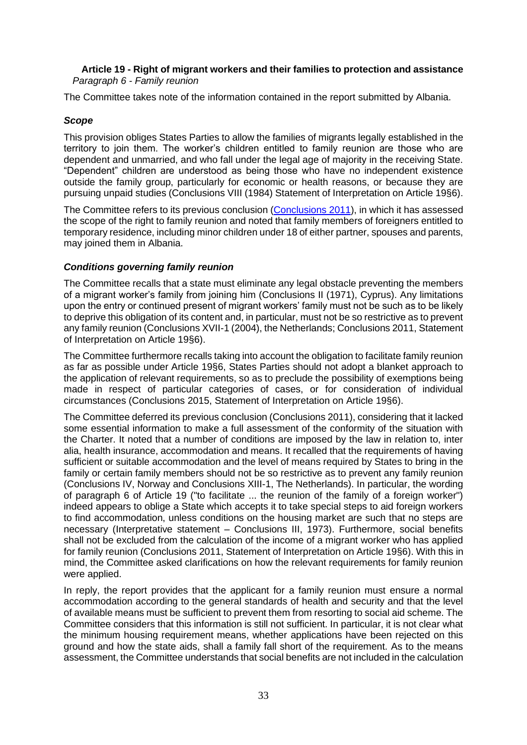**Article 19 - Right of migrant workers and their families to protection and assistance**
*Paragraph 6 - Family reunion*

The Committee takes note of the information contained in the report submitted by Albania.

### *Scope*

This provision obliges States Parties to allow the families of migrants legally established in the territory to join them. The worker's children entitled to family reunion are those who are dependent and unmarried, and who fall under the legal age of majority in the receiving State. "Dependent" children are understood as being those who have no independent existence outside the family group, particularly for economic or health reasons, or because they are pursuing unpaid studies (Conclusions VIII (1984) Statement of Interpretation on Article 19§6).

The Committee refers to its previous conclusion (Conclusions 2011), in which it has assessed the scope of the right to family reunion and noted that family members of foreigners entitled to temporary residence, including minor children under 18 of either partner, spouses and parents, may joined them in Albania.

### *Conditions governing family reunion*

The Committee recalls that a state must eliminate any legal obstacle preventing the members of a migrant worker's family from joining him (Conclusions II (1971), Cyprus). Any limitations upon the entry or continued present of migrant workers' family must not be such as to be likely to deprive this obligation of its content and, in particular, must not be so restrictive as to prevent any family reunion (Conclusions XVII-1 (2004), the Netherlands; Conclusions 2011, Statement of Interpretation on Article 19§6).

The Committee furthermore recalls taking into account the obligation to facilitate family reunion as far as possible under Article 19§6, States Parties should not adopt a blanket approach to the application of relevant requirements, so as to preclude the possibility of exemptions being made in respect of particular categories of cases, or for consideration of individual circumstances (Conclusions 2015, Statement of Interpretation on Article 19§6).

The Committee deferred its previous conclusion (Conclusions 2011), considering that it lacked some essential information to make a full assessment of the conformity of the situation with the Charter. It noted that a number of conditions are imposed by the law in relation to, inter alia, health insurance, accommodation and means. It recalled that the requirements of having sufficient or suitable accommodation and the level of means required by States to bring in the family or certain family members should not be so restrictive as to prevent any family reunion (Conclusions IV, Norway and Conclusions XIII-1, The Netherlands). In particular, the wording of paragraph 6 of Article 19 ("to facilitate ... the reunion of the family of a foreign worker") indeed appears to oblige a State which accepts it to take special steps to aid foreign workers to find accommodation, unless conditions on the housing market are such that no steps are necessary (Interpretative statement – Conclusions III, 1973). Furthermore, social benefits shall not be excluded from the calculation of the income of a migrant worker who has applied for family reunion (Conclusions 2011, Statement of Interpretation on Article 19§6). With this in mind, the Committee asked clarifications on how the relevant requirements for family reunion were applied.

In reply, the report provides that the applicant for a family reunion must ensure a normal accommodation according to the general standards of health and security and that the level of available means must be sufficient to prevent them from resorting to social aid scheme. The Committee considers that this information is still not sufficient. In particular, it is not clear what the minimum housing requirement means, whether applications have been rejected on this ground and how the state aids, shall a family fall short of the requirement. As to the means assessment, the Committee understands that social benefits are not included in the calculation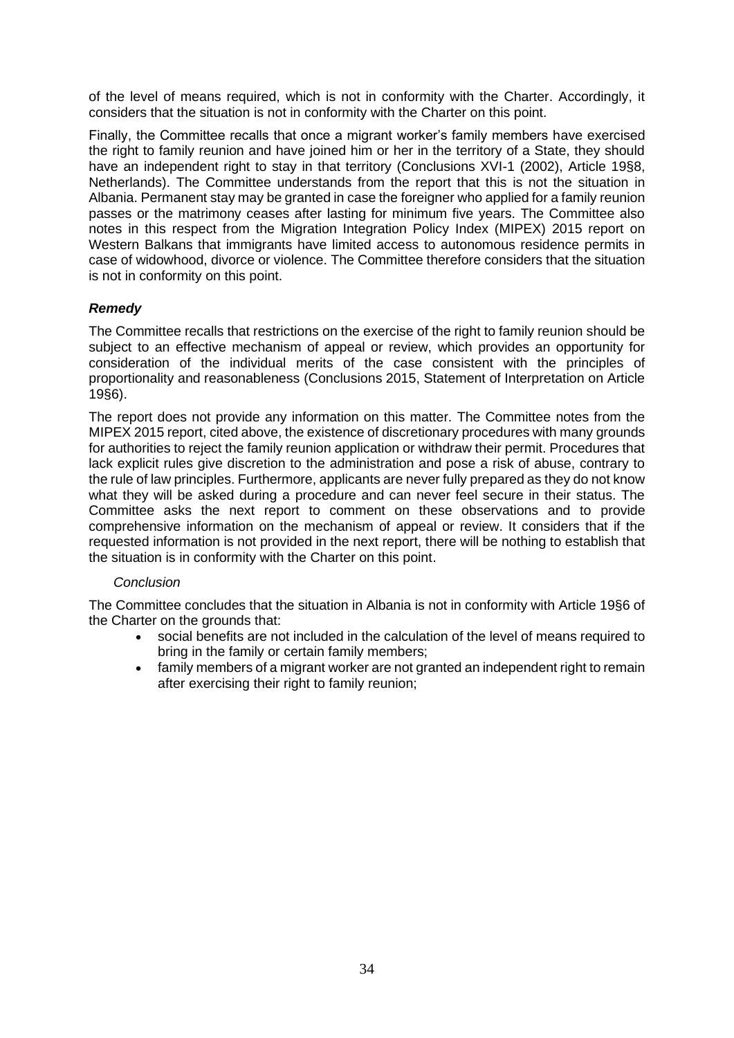of the level of means required, which is not in conformity with the Charter. Accordingly, it considers that the situation is not in conformity with the Charter on this point.

Finally, the Committee recalls that once a migrant worker's family members have exercised the right to family reunion and have joined him or her in the territory of a State, they should have an independent right to stay in that territory (Conclusions XVI-1 (2002), Article 19§8, Netherlands). The Committee understands from the report that this is not the situation in Albania. Permanent stay may be granted in case the foreigner who applied for a family reunion passes or the matrimony ceases after lasting for minimum five years. The Committee also notes in this respect from the Migration Integration Policy Index (MIPEX) 2015 report on Western Balkans that immigrants have limited access to autonomous residence permits in case of widowhood, divorce or violence. The Committee therefore considers that the situation is not in conformity on this point.

### *Remedy*

The Committee recalls that restrictions on the exercise of the right to family reunion should be subject to an effective mechanism of appeal or review, which provides an opportunity for consideration of the individual merits of the case consistent with the principles of proportionality and reasonableness (Conclusions 2015, Statement of Interpretation on Article 19§6).

The report does not provide any information on this matter. The Committee notes from the MIPEX 2015 report, cited above, the existence of discretionary procedures with many grounds for authorities to reject the family reunion application or withdraw their permit. Procedures that lack explicit rules give discretion to the administration and pose a risk of abuse, contrary to the rule of law principles. Furthermore, applicants are never fully prepared as they do not know what they will be asked during a procedure and can never feel secure in their status. The Committee asks the next report to comment on these observations and to provide comprehensive information on the mechanism of appeal or review. It considers that if the requested information is not provided in the next report, there will be nothing to establish that the situation is in conformity with the Charter on this point.

*Conclusion*

The Committee concludes that the situation in Albania is not in conformity with Article 19§6 of the Charter on the grounds that:

- social benefits are not included in the calculation of the level of means required to bring in the family or certain family members;
- family members of a migrant worker are not granted an independent right to remain after exercising their right to family reunion;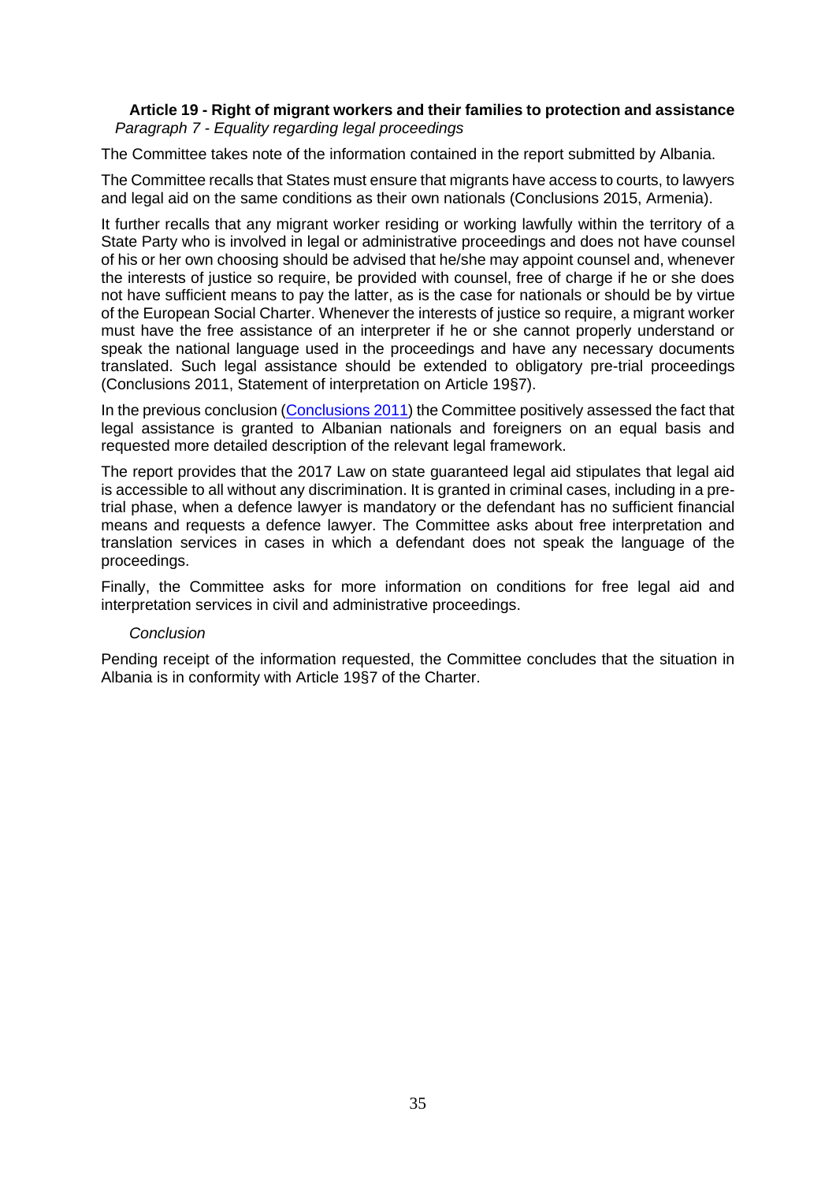### Article 19 - Right of migrant workers and their families to protection and assistance

*Paragraph 7 - Equality regarding legal proceedings*

The Committee takes note of the information contained in the report submitted by Albania.

The Committee recalls that States must ensure that migrants have access to courts, to lawyers and legal aid on the same conditions as their own nationals (Conclusions 2015, Armenia).

It further recalls that any migrant worker residing or working lawfully within the territory of a State Party who is involved in legal or administrative proceedings and does not have counsel of his or her own choosing should be advised that he/she may appoint counsel and, whenever the interests of justice so require, be provided with counsel, free of charge if he or she does not have sufficient means to pay the latter, as is the case for nationals or should be by virtue of the European Social Charter. Whenever the interests of justice so require, a migrant worker must have the free assistance of an interpreter if he or she cannot properly understand or speak the national language used in the proceedings and have any necessary documents translated. Such legal assistance should be extended to obligatory pre-trial proceedings (Conclusions 2011, Statement of interpretation on Article 19§7).

In the previous conclusion (Conclusions 2011) the Committee positively assessed the fact that legal assistance is granted to Albanian nationals and foreigners on an equal basis and requested more detailed description of the relevant legal framework.

The report provides that the 2017 Law on state guaranteed legal aid stipulates that legal aid is accessible to all without any discrimination. It is granted in criminal cases, including in a pre-trial phase, when a defence lawyer is mandatory or the defendant has no sufficient financial means and requests a defence lawyer. The Committee asks about free interpretation and translation services in cases in which a defendant does not speak the language of the proceedings.

Finally, the Committee asks for more information on conditions for free legal aid and interpretation services in civil and administrative proceedings.

*Conclusion*

Pending receipt of the information requested, the Committee concludes that the situation in Albania is in conformity with Article 19§7 of the Charter.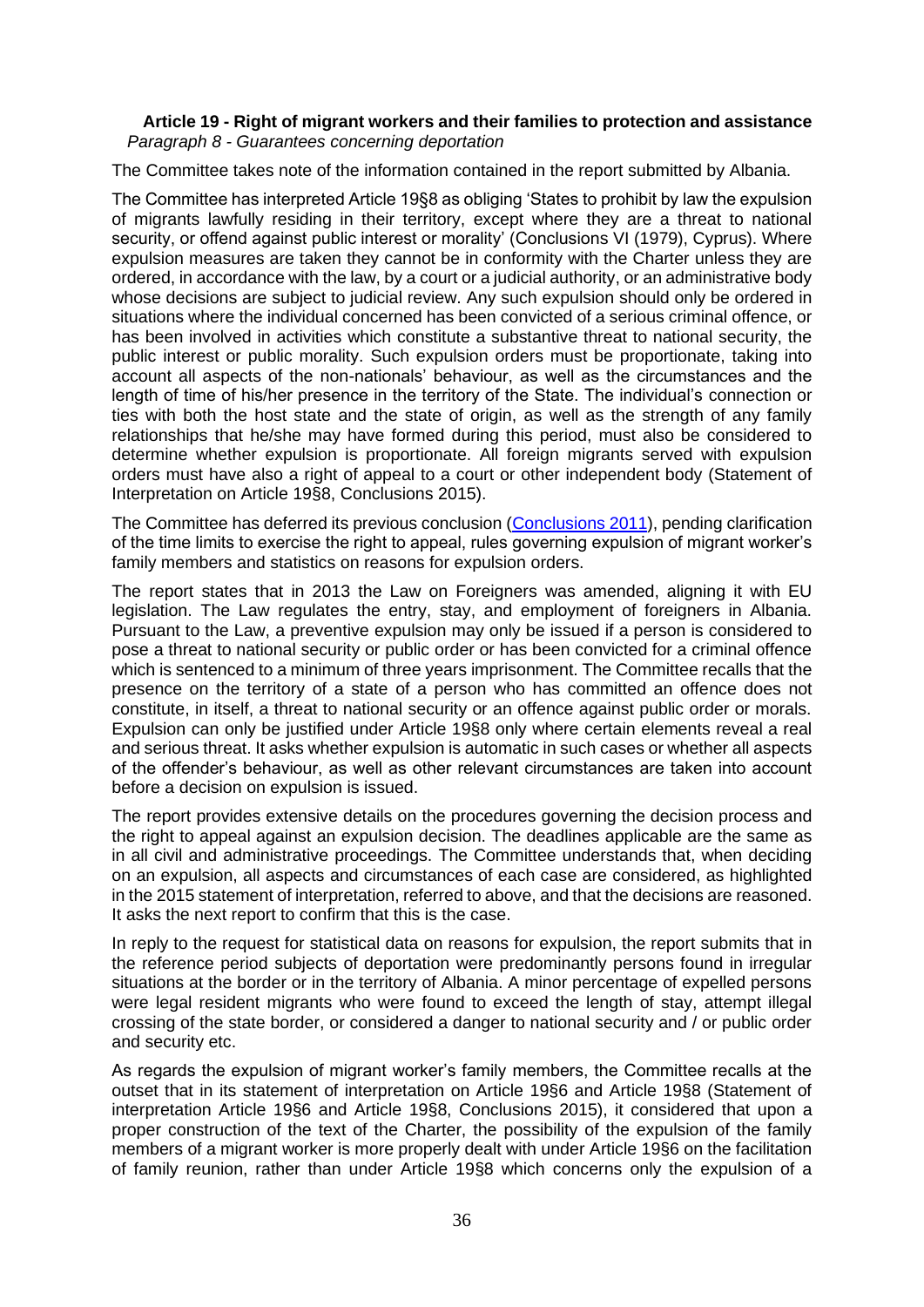### Article 19 - Right of migrant workers and their families to protection and assistance

*Paragraph 8 - Guarantees concerning deportation*

The Committee takes note of the information contained in the report submitted by Albania.

The Committee has interpreted Article 19§8 as obliging 'States to prohibit by law the expulsion of migrants lawfully residing in their territory, except where they are a threat to national security, or offend against public interest or morality' (Conclusions VI (1979), Cyprus). Where expulsion measures are taken they cannot be in conformity with the Charter unless they are ordered, in accordance with the law, by a court or a judicial authority, or an administrative body whose decisions are subject to judicial review. Any such expulsion should only be ordered in situations where the individual concerned has been convicted of a serious criminal offence, or has been involved in activities which constitute a substantive threat to national security, the public interest or public morality. Such expulsion orders must be proportionate, taking into account all aspects of the non-nationals' behaviour, as well as the circumstances and the length of time of his/her presence in the territory of the State. The individual's connection or ties with both the host state and the state of origin, as well as the strength of any family relationships that he/she may have formed during this period, must also be considered to determine whether expulsion is proportionate. All foreign migrants served with expulsion orders must have also a right of appeal to a court or other independent body (Statement of Interpretation on Article 19§8, Conclusions 2015).

The Committee has deferred its previous conclusion (Conclusions 2011), pending clarification of the time limits to exercise the right to appeal, rules governing expulsion of migrant worker's family members and statistics on reasons for expulsion orders.

The report states that in 2013 the Law on Foreigners was amended, aligning it with EU legislation. The Law regulates the entry, stay, and employment of foreigners in Albania. Pursuant to the Law, a preventive expulsion may only be issued if a person is considered to pose a threat to national security or public order or has been convicted for a criminal offence which is sentenced to a minimum of three years imprisonment. The Committee recalls that the presence on the territory of a state of a person who has committed an offence does not constitute, in itself, a threat to national security or an offence against public order or morals. Expulsion can only be justified under Article 19§8 only where certain elements reveal a real and serious threat. It asks whether expulsion is automatic in such cases or whether all aspects of the offender's behaviour, as well as other relevant circumstances are taken into account before a decision on expulsion is issued.

The report provides extensive details on the procedures governing the decision process and the right to appeal against an expulsion decision. The deadlines applicable are the same as in all civil and administrative proceedings. The Committee understands that, when deciding on an expulsion, all aspects and circumstances of each case are considered, as highlighted in the 2015 statement of interpretation, referred to above, and that the decisions are reasoned. It asks the next report to confirm that this is the case.

In reply to the request for statistical data on reasons for expulsion, the report submits that in the reference period subjects of deportation were predominantly persons found in irregular situations at the border or in the territory of Albania. A minor percentage of expelled persons were legal resident migrants who were found to exceed the length of stay, attempt illegal crossing of the state border, or considered a danger to national security and / or public order and security etc.

As regards the expulsion of migrant worker's family members, the Committee recalls at the outset that in its statement of interpretation on Article 19§6 and Article 19§8 (Statement of interpretation Article 19§6 and Article 19§8, Conclusions 2015), it considered that upon a proper construction of the text of the Charter, the possibility of the expulsion of the family members of a migrant worker is more properly dealt with under Article 19§6 on the facilitation of family reunion, rather than under Article 19§8 which concerns only the expulsion of a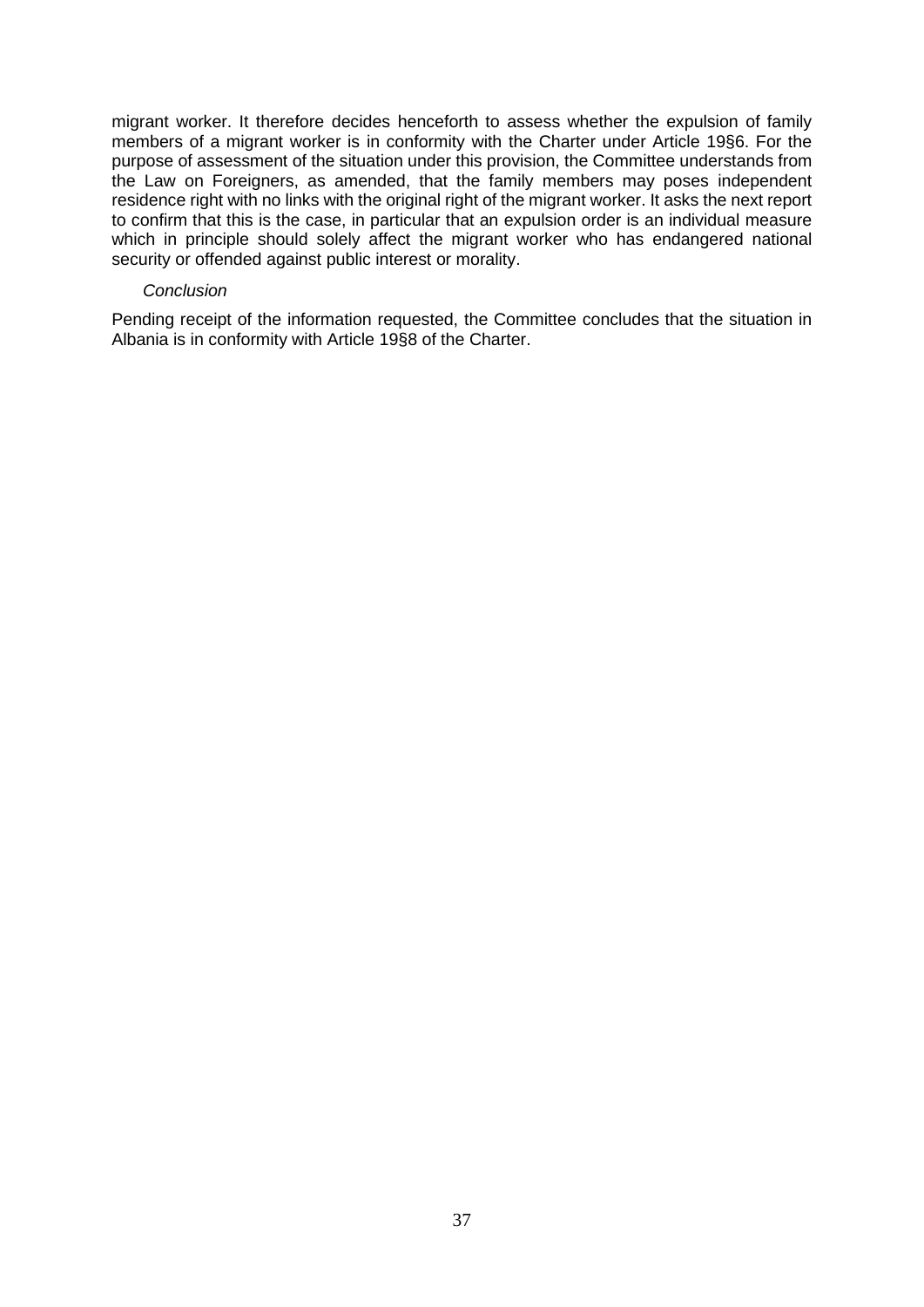migrant worker. It therefore decides henceforth to assess whether the expulsion of family members of a migrant worker is in conformity with the Charter under Article 19§6. For the purpose of assessment of the situation under this provision, the Committee understands from the Law on Foreigners, as amended, that the family members may poses independent residence right with no links with the original right of the migrant worker. It asks the next report to confirm that this is the case, in particular that an expulsion order is an individual measure which in principle should solely affect the migrant worker who has endangered national security or offended against public interest or morality.

*Conclusion*

Pending receipt of the information requested, the Committee concludes that the situation in Albania is in conformity with Article 19§8 of the Charter.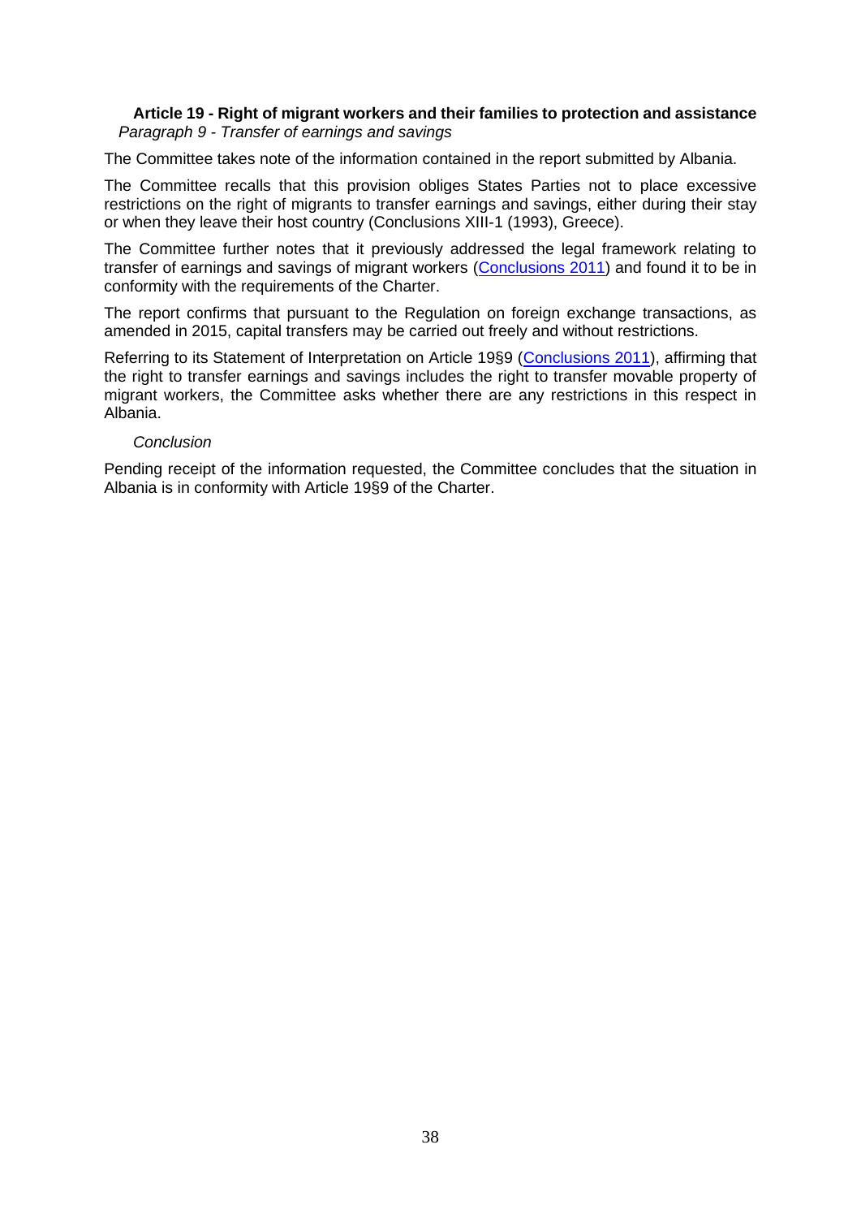### Article 19 - Right of migrant workers and their families to protection and assistance

*Paragraph 9 - Transfer of earnings and savings*

The Committee takes note of the information contained in the report submitted by Albania.

The Committee recalls that this provision obliges States Parties not to place excessive restrictions on the right of migrants to transfer earnings and savings, either during their stay or when they leave their host country (Conclusions XIII-1 (1993), Greece).

The Committee further notes that it previously addressed the legal framework relating to transfer of earnings and savings of migrant workers (Conclusions 2011) and found it to be in conformity with the requirements of the Charter.

The report confirms that pursuant to the Regulation on foreign exchange transactions, as amended in 2015, capital transfers may be carried out freely and without restrictions.

Referring to its Statement of Interpretation on Article 19§9 (Conclusions 2011), affirming that the right to transfer earnings and savings includes the right to transfer movable property of migrant workers, the Committee asks whether there are any restrictions in this respect in Albania.

*Conclusion*

Pending receipt of the information requested, the Committee concludes that the situation in Albania is in conformity with Article 19§9 of the Charter.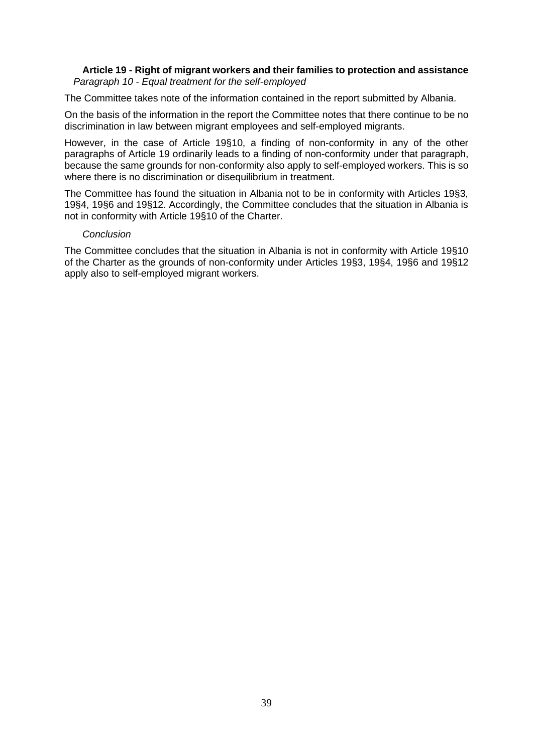**Article 19 - Right of migrant workers and their families to protection and assistance**

*Paragraph 10 - Equal treatment for the self-employed*

The Committee takes note of the information contained in the report submitted by Albania.

On the basis of the information in the report the Committee notes that there continue to be no discrimination in law between migrant employees and self-employed migrants.

However, in the case of Article 19§10, a finding of non-conformity in any of the other paragraphs of Article 19 ordinarily leads to a finding of non-conformity under that paragraph, because the same grounds for non-conformity also apply to self-employed workers. This is so where there is no discrimination or disequilibrium in treatment.

The Committee has found the situation in Albania not to be in conformity with Articles 19§3, 19§4, 19§6 and 19§12. Accordingly, the Committee concludes that the situation in Albania is not in conformity with Article 19§10 of the Charter.

*Conclusion*

The Committee concludes that the situation in Albania is not in conformity with Article 19§10 of the Charter as the grounds of non-conformity under Articles 19§3, 19§4, 19§6 and 19§12 apply also to self-employed migrant workers.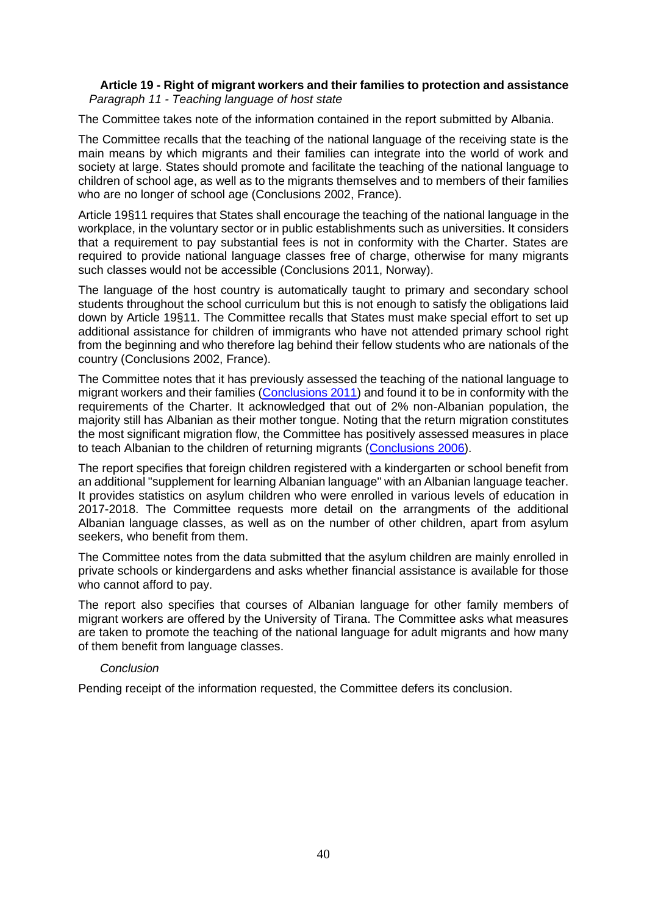**Article 19 - Right of migrant workers and their families to protection and assistance**

*Paragraph 11 - Teaching language of host state*

The Committee takes note of the information contained in the report submitted by Albania.

The Committee recalls that the teaching of the national language of the receiving state is the main means by which migrants and their families can integrate into the world of work and society at large. States should promote and facilitate the teaching of the national language to children of school age, as well as to the migrants themselves and to members of their families who are no longer of school age (Conclusions 2002, France).

Article 19§11 requires that States shall encourage the teaching of the national language in the workplace, in the voluntary sector or in public establishments such as universities. It considers that a requirement to pay substantial fees is not in conformity with the Charter. States are required to provide national language classes free of charge, otherwise for many migrants such classes would not be accessible (Conclusions 2011, Norway).

The language of the host country is automatically taught to primary and secondary school students throughout the school curriculum but this is not enough to satisfy the obligations laid down by Article 19§11. The Committee recalls that States must make special effort to set up additional assistance for children of immigrants who have not attended primary school right from the beginning and who therefore lag behind their fellow students who are nationals of the country (Conclusions 2002, France).

The Committee notes that it has previously assessed the teaching of the national language to migrant workers and their families (Conclusions 2011) and found it to be in conformity with the requirements of the Charter. It acknowledged that out of 2% non-Albanian population, the majority still has Albanian as their mother tongue. Noting that the return migration constitutes the most significant migration flow, the Committee has positively assessed measures in place to teach Albanian to the children of returning migrants (Conclusions 2006).

The report specifies that foreign children registered with a kindergarten or school benefit from an additional "supplement for learning Albanian language" with an Albanian language teacher. It provides statistics on asylum children who were enrolled in various levels of education in 2017-2018. The Committee requests more detail on the arrangments of the additional Albanian language classes, as well as on the number of other children, apart from asylum seekers, who benefit from them.

The Committee notes from the data submitted that the asylum children are mainly enrolled in private schools or kindergardens and asks whether financial assistance is available for those who cannot afford to pay.

The report also specifies that courses of Albanian language for other family members of migrant workers are offered by the University of Tirana. The Committee asks what measures are taken to promote the teaching of the national language for adult migrants and how many of them benefit from language classes.

*Conclusion*

Pending receipt of the information requested, the Committee defers its conclusion.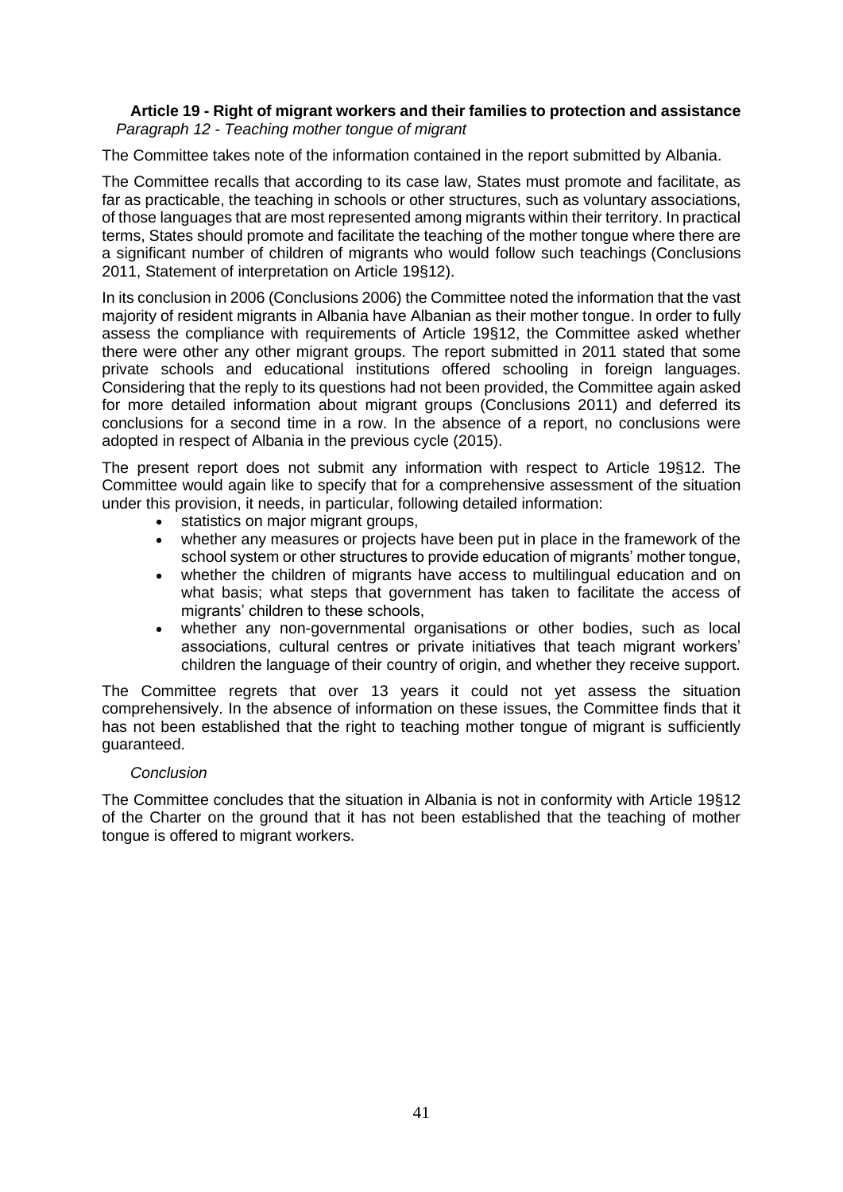### Article 19 - Right of migrant workers and their families to protection and assistance

*Paragraph 12 - Teaching mother tongue of migrant*

The Committee takes note of the information contained in the report submitted by Albania.

The Committee recalls that according to its case law, States must promote and facilitate, as far as practicable, the teaching in schools or other structures, such as voluntary associations, of those languages that are most represented among migrants within their territory. In practical terms, States should promote and facilitate the teaching of the mother tongue where there are a significant number of children of migrants who would follow such teachings (Conclusions 2011, Statement of interpretation on Article 19§12).

In its conclusion in 2006 (Conclusions 2006) the Committee noted the information that the vast majority of resident migrants in Albania have Albanian as their mother tongue. In order to fully assess the compliance with requirements of Article 19§12, the Committee asked whether there were other any other migrant groups. The report submitted in 2011 stated that some private schools and educational institutions offered schooling in foreign languages. Considering that the reply to its questions had not been provided, the Committee again asked for more detailed information about migrant groups (Conclusions 2011) and deferred its conclusions for a second time in a row. In the absence of a report, no conclusions were adopted in respect of Albania in the previous cycle (2015).

The present report does not submit any information with respect to Article 19§12. The Committee would again like to specify that for a comprehensive assessment of the situation under this provision, it needs, in particular, following detailed information:

- statistics on major migrant groups,
- whether any measures or projects have been put in place in the framework of the school system or other structures to provide education of migrants' mother tongue,
- whether the children of migrants have access to multilingual education and on what basis; what steps that government has taken to facilitate the access of migrants' children to these schools,
- whether any non-governmental organisations or other bodies, such as local associations, cultural centres or private initiatives that teach migrant workers' children the language of their country of origin, and whether they receive support.

The Committee regrets that over 13 years it could not yet assess the situation comprehensively. In the absence of information on these issues, the Committee finds that it has not been established that the right to teaching mother tongue of migrant is sufficiently guaranteed.

*Conclusion*

The Committee concludes that the situation in Albania is not in conformity with Article 19§12 of the Charter on the ground that it has not been established that the teaching of mother tongue is offered to migrant workers.